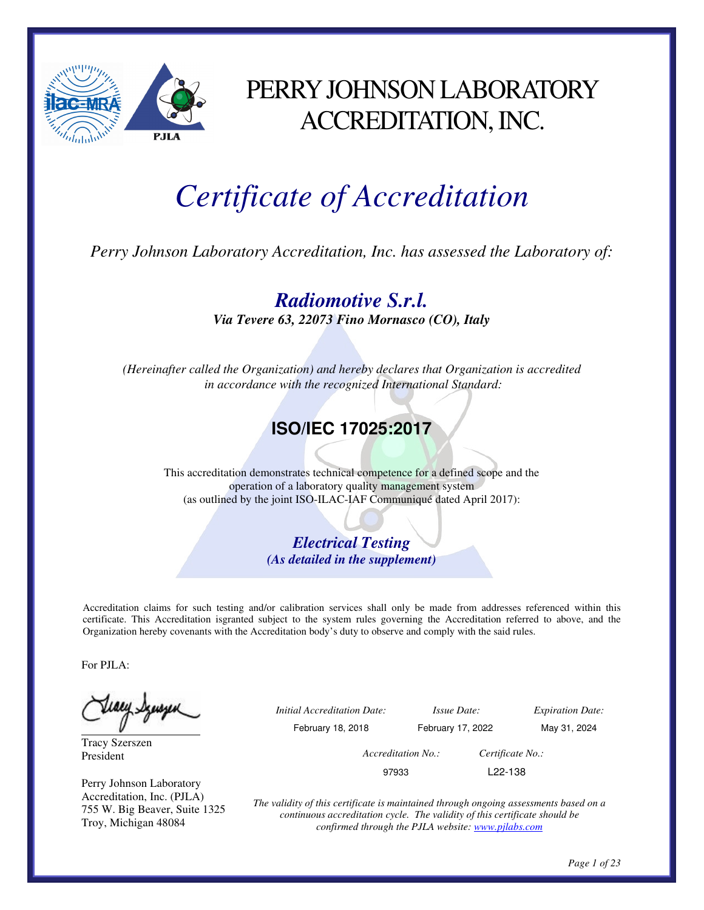# PERRY JOHNSON LABORATORY ACCREDITATION, INC.

# *Certificate of Accreditation*

*Perry Johnson Laboratory Accreditation, Inc. has assessed the Laboratory of:*

## ***Radiomotive S.r.l.***

***Via Tevere 63, 22073 Fino Mornasco (CO), Italy***

*(Hereinafter called the Organization) and hereby declares that Organization is accredited in accordance with the recognized International Standard:*

## **ISO/IEC 17025:2017**

This accreditation demonstrates technical competence for a defined scope and the operation of a laboratory quality management system (as outlined by the joint ISO-ILAC-IAF Communiqué dated April 2017):

***Electrical Testing***
***(As detailed in the supplement)***

Accreditation claims for such testing and/or calibration services shall only be made from addresses referenced within this certificate. This Accreditation isgranted subject to the system rules governing the Accreditation referred to above, and the Organization hereby covenants with the Accreditation body's duty to observe and comply with the said rules.

For PJLA:

Tracy Szerszen
President

Perry Johnson Laboratory Accreditation, Inc. (PJLA)
755 W. Big Beaver, Suite 1325
Troy, Michigan 48084

| *Initial Accreditation Date:* | *Issue Date:* | *Expiration Date:* |
|---|---|---|
| February 18, 2018 | February 17, 2022 | May 31, 2024 |

| *Accreditation No.:* | *Certificate No.:* |
|---|---|
| 97933 | L22-138 |

*The validity of this certificate is maintained through ongoing assessments based on a continuous accreditation cycle. The validity of this certificate should be confirmed through the PJLA website: www.pjlabs.com*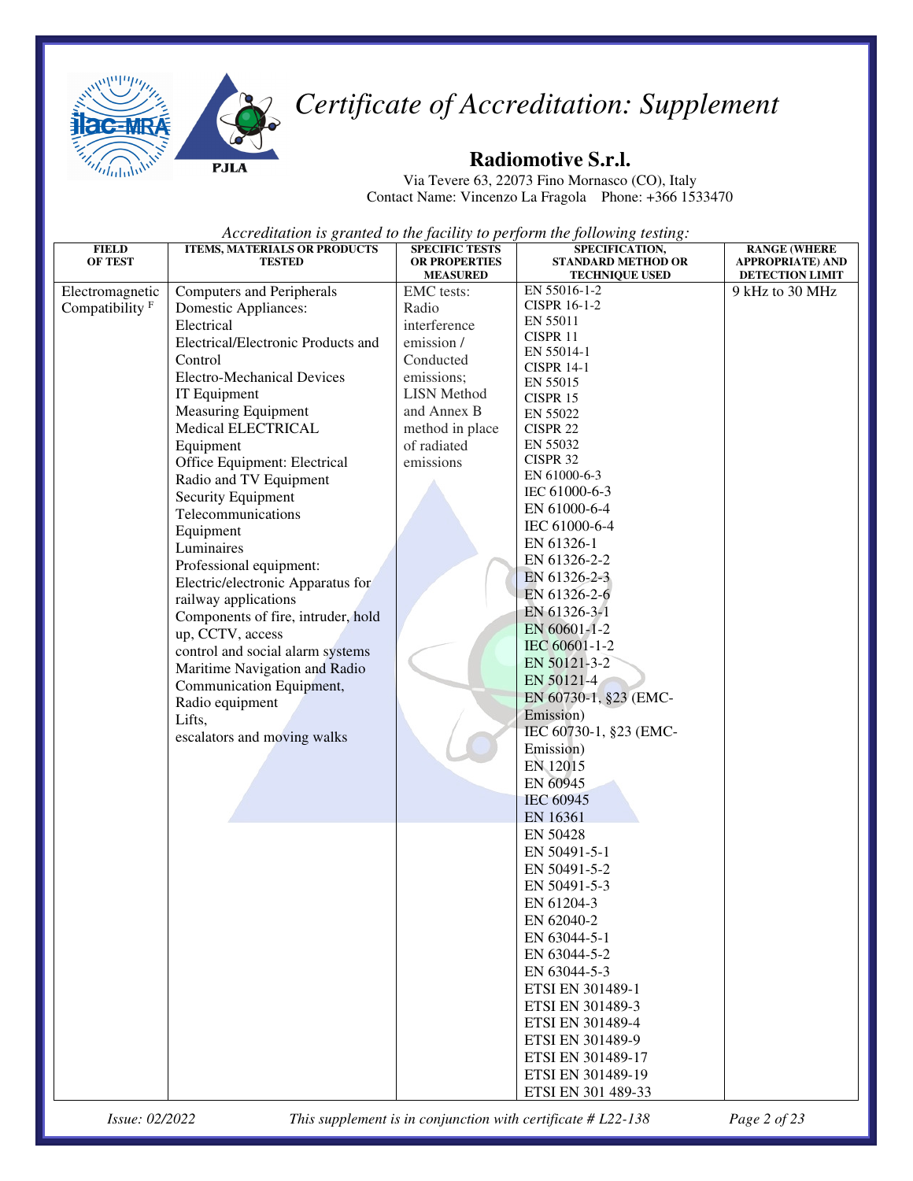# *Certificate of Accreditation: Supplement*

## Radiomotive S.r.l.

Via Tevere 63, 22073 Fino Mornasco (CO), Italy
Contact Name: Vincenzo La Fragola   Phone: +366 1533470

*Accreditation is granted to the facility to perform the following testing:*

| FIELD OF TEST | ITEMS, MATERIALS OR PRODUCTS TESTED | SPECIFIC TESTS OR PROPERTIES MEASURED | SPECIFICATION, STANDARD METHOD OR TECHNIQUE USED | RANGE (WHERE APPROPRIATE) AND DETECTION LIMIT |
|---|---|---|---|---|
| Electromagnetic Compatibility [F] | Computers and Peripherals<br>Domestic Appliances: Electrical<br>Electrical/Electronic Products and Control<br>Electro-Mechanical Devices<br>IT Equipment<br>Measuring Equipment<br>Medical ELECTRICAL Equipment<br>Office Equipment: Electrical<br>Radio and TV Equipment<br>Security Equipment<br>Telecommunications Equipment<br>Luminaires<br>Professional equipment:<br>Electric/electronic Apparatus for railway applications<br>Components of fire, intruder, hold up, CCTV, access control and social alarm systems<br>Maritime Navigation and Radio Communication Equipment,<br>Radio equipment<br>Lifts,<br>escalators and moving walks | EMC tests:<br>Radio interference emission / Conducted emissions;<br>LISN Method and Annex B method in place of radiated emissions | EN 55016-1-2<br>CISPR 16-1-2<br>EN 55011<br>CISPR 11<br>EN 55014-1<br>CISPR 14-1<br>EN 55015<br>CISPR 15<br>EN 55022<br>CISPR 22<br>EN 55032<br>CISPR 32<br>EN 61000-6-3<br>IEC 61000-6-3<br>EN 61000-6-4<br>IEC 61000-6-4<br>EN 61326-1<br>EN 61326-2-2<br>EN 61326-2-3<br>EN 61326-2-6<br>EN 61326-3-1<br>EN 60601-1-2<br>IEC 60601-1-2<br>EN 50121-3-2<br>EN 50121-4<br>EN 60730-1, §23 (EMC-Emission)<br>IEC 60730-1, §23 (EMC-Emission)<br>EN 12015<br>EN 60945<br>IEC 60945<br>EN 16361<br>EN 50428<br>EN 50491-5-1<br>EN 50491-5-2<br>EN 50491-5-3<br>EN 61204-3<br>EN 62040-2<br>EN 63044-5-1<br>EN 63044-5-2<br>EN 63044-5-3<br>ETSI EN 301489-1<br>ETSI EN 301489-3<br>ETSI EN 301489-4<br>ETSI EN 301489-9<br>ETSI EN 301489-17<br>ETSI EN 301489-19<br>ETSI EN 301 489-33 | 9 kHz to 30 MHz |

*Issue: 02/2022*   *This supplement is in conjunction with certificate # L22-138*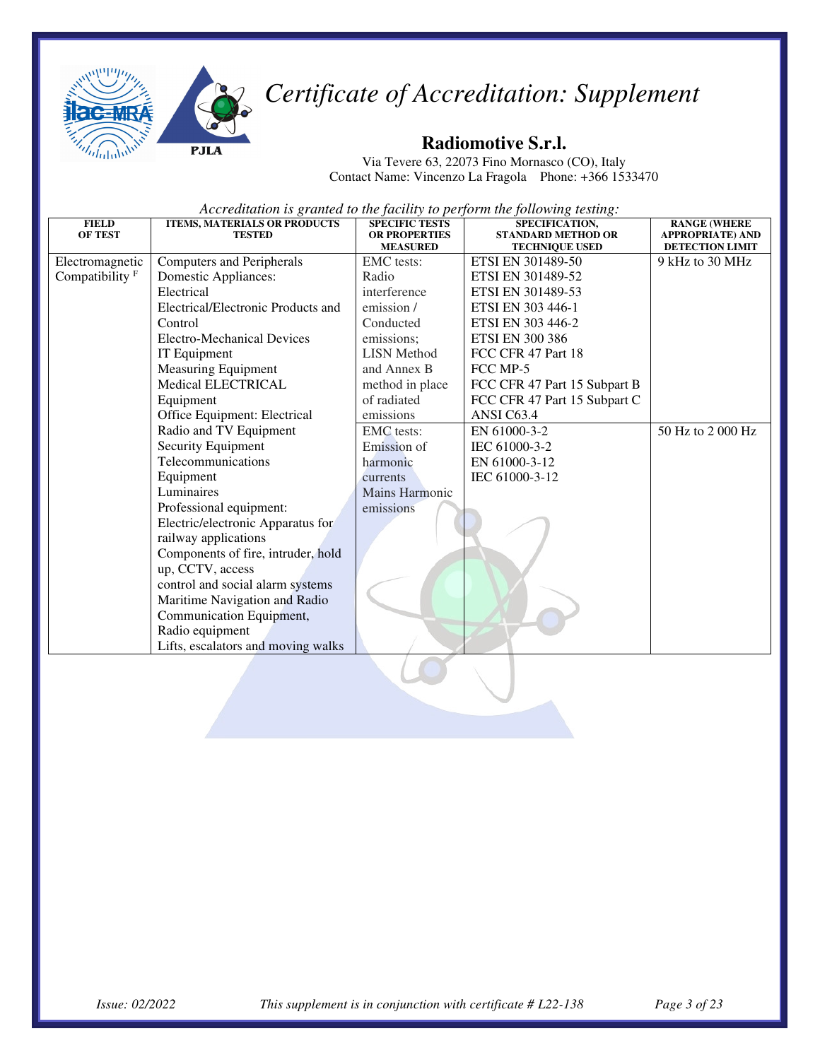# Certificate of Accreditation: Supplement

## Radiomotive S.r.l.

Via Tevere 63, 22073 Fino Mornasco (CO), Italy
Contact Name: Vincenzo La Fragola Phone: +366 1533470

*Accreditation is granted to the facility to perform the following testing:*

| FIELD OF TEST | ITEMS, MATERIALS OR PRODUCTS TESTED | SPECIFIC TESTS OR PROPERTIES MEASURED | SPECIFICATION, STANDARD METHOD OR TECHNIQUE USED | RANGE (WHERE APPROPRIATE) AND DETECTION LIMIT |
|---|---|---|---|---|
| Electromagnetic Compatibility [F] | Computers and Peripherals<br>Domestic Appliances: Electrical<br>Electrical/Electronic Products and Control<br>Electro-Mechanical Devices<br>IT Equipment<br>Measuring Equipment<br>Medical ELECTRICAL Equipment<br>Office Equipment: Electrical<br>Radio and TV Equipment<br>Security Equipment<br>Telecommunications Equipment<br>Luminaires<br>Professional equipment: Electric/electronic Apparatus for railway applications<br>Components of fire, intruder, hold up, CCTV, access control and social alarm systems<br>Maritime Navigation and Radio Communication Equipment, Radio equipment<br>Lifts, escalators and moving walks | EMC tests: Radio interference emission / Conducted emissions; LISN Method and Annex B method in place of radiated emissions | ETSI EN 301489-50<br>ETSI EN 301489-52<br>ETSI EN 301489-53<br>ETSI EN 303 446-1<br>ETSI EN 303 446-2<br>ETSI EN 300 386<br>FCC CFR 47 Part 18<br>FCC MP-5<br>FCC CFR 47 Part 15 Subpart B<br>FCC CFR 47 Part 15 Subpart C<br>ANSI C63.4 | 9 kHz to 30 MHz |
| | | EMC tests: Emission of harmonic currents Mains Harmonic emissions | EN 61000-3-2<br>IEC 61000-3-2<br>EN 61000-3-12<br>IEC 61000-3-12 | 50 Hz to 2 000 Hz |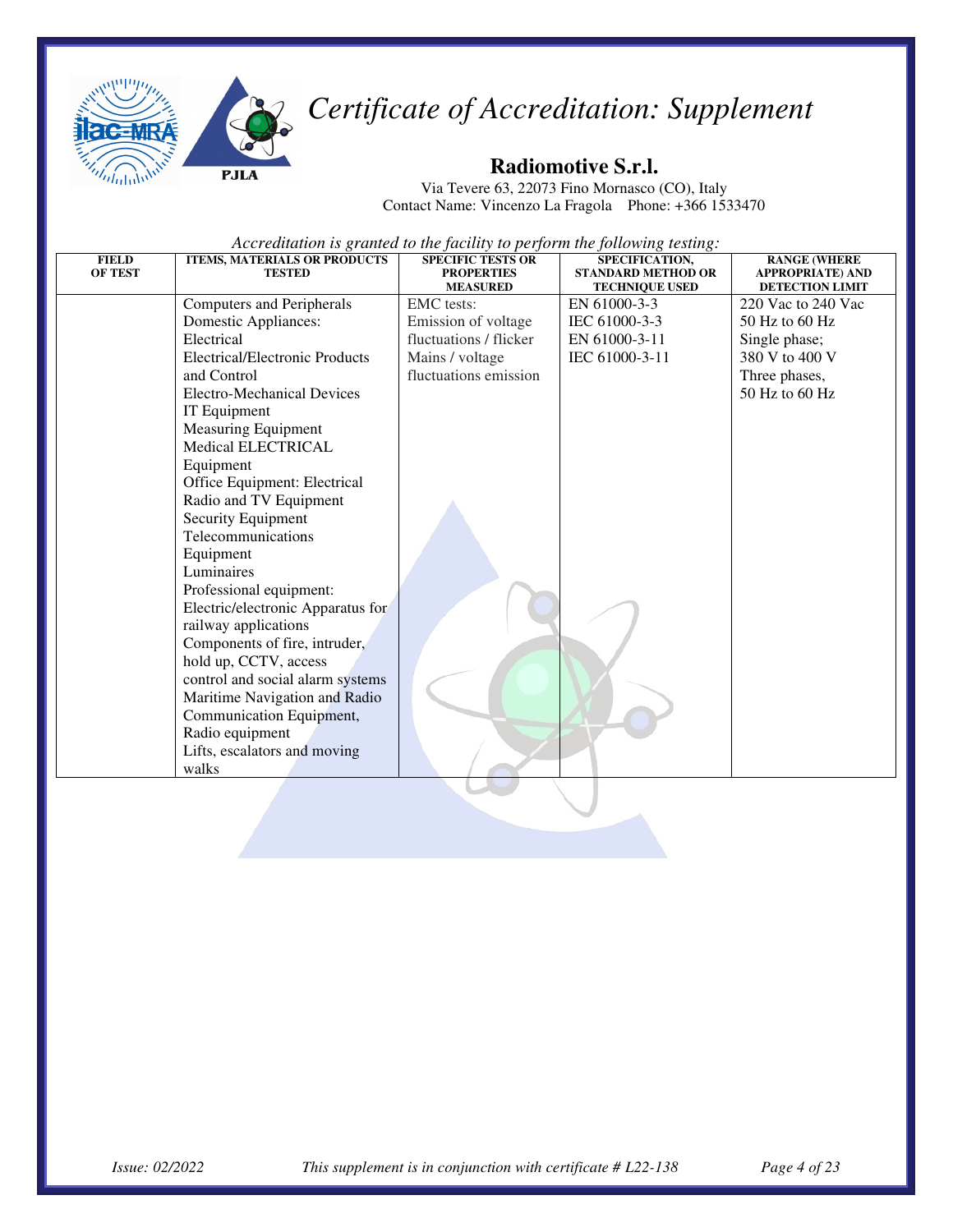# Certificate of Accreditation: Supplement

## Radiomotive S.r.l.

Via Tevere 63, 22073 Fino Mornasco (CO), Italy
Contact Name: Vincenzo La Fragola Phone: +366 1533470

*Accreditation is granted to the facility to perform the following testing:*

| FIELD OF TEST | ITEMS, MATERIALS OR PRODUCTS TESTED | SPECIFIC TESTS OR PROPERTIES MEASURED | SPECIFICATION, STANDARD METHOD OR TECHNIQUE USED | RANGE (WHERE APPROPRIATE) AND DETECTION LIMIT |
|---|---|---|---|---|
| | Computers and Peripherals<br>Domestic Appliances: Electrical<br>Electrical/Electronic Products and Control<br>Electro-Mechanical Devices<br>IT Equipment<br>Measuring Equipment<br>Medical ELECTRICAL Equipment<br>Office Equipment: Electrical<br>Radio and TV Equipment<br>Security Equipment<br>Telecommunications Equipment<br>Luminaires<br>Professional equipment:<br>Electric/electronic Apparatus for railway applications<br>Components of fire, intruder, hold up, CCTV, access control and social alarm systems<br>Maritime Navigation and Radio Communication Equipment,<br>Radio equipment<br>Lifts, escalators and moving walks | EMC tests:<br>Emission of voltage fluctuations / flicker<br>Mains / voltage fluctuations emission | EN 61000-3-3<br>IEC 61000-3-3<br>EN 61000-3-11<br>IEC 61000-3-11 | 220 Vac to 240 Vac<br>50 Hz to 60 Hz<br>Single phase;<br>380 V to 400 V<br>Three phases,<br>50 Hz to 60 Hz |

*Issue: 02/2022* *This supplement is in conjunction with certificate # L22-138*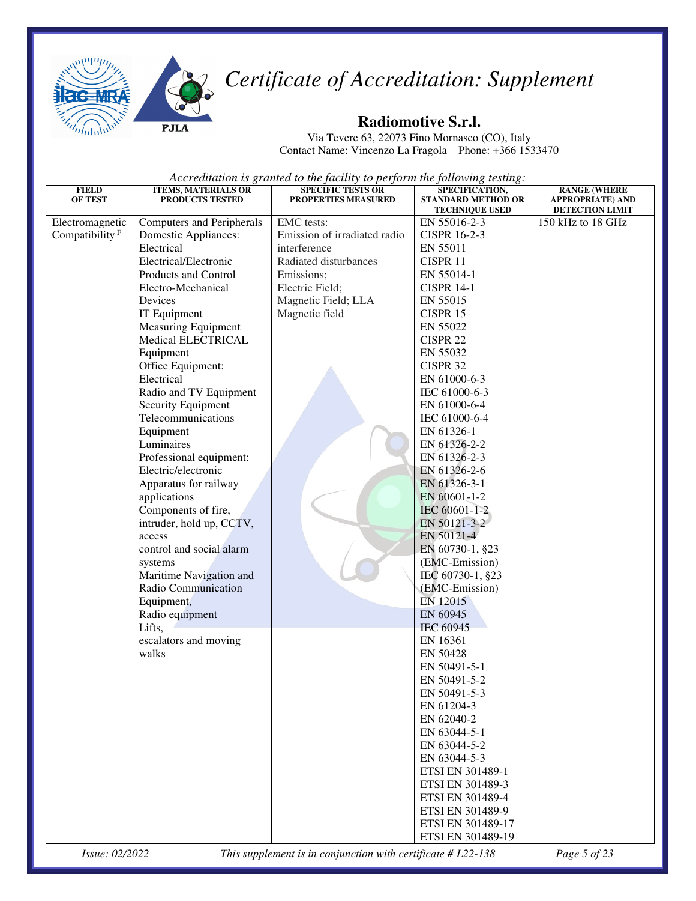# Certificate of Accreditation: Supplement

## Radiomotive S.r.l.

Via Tevere 63, 22073 Fino Mornasco (CO), Italy
Contact Name: Vincenzo La Fragola Phone: +366 1533470

*Accreditation is granted to the facility to perform the following testing:*

| FIELD OF TEST | ITEMS, MATERIALS OR PRODUCTS TESTED | SPECIFIC TESTS OR PROPERTIES MEASURED | SPECIFICATION, STANDARD METHOD OR TECHNIQUE USED | RANGE (WHERE APPROPRIATE) AND DETECTION LIMIT |
|---|---|---|---|---|
| Electromagnetic Compatibility [F] | Computers and Peripherals<br>Domestic Appliances: Electrical<br>Electrical/Electronic Products and Control<br>Electro-Mechanical Devices<br>IT Equipment<br>Measuring Equipment<br>Medical ELECTRICAL Equipment<br>Office Equipment: Electrical<br>Radio and TV Equipment<br>Security Equipment<br>Telecommunications Equipment<br>Luminaires<br>Professional equipment: Electric/electronic<br>Apparatus for railway applications<br>Components of fire, intruder, hold up, CCTV, access control and social alarm systems<br>Maritime Navigation and Radio Communication Equipment,<br>Radio equipment<br>Lifts, escalators and moving walks | EMC tests:<br>Emission of irradiated radio interference<br>Radiated disturbances<br>Emissions;<br>Electric Field;<br>Magnetic Field; LLA<br>Magnetic field | EN 55016-2-3<br>CISPR 16-2-3<br>EN 55011<br>CISPR 11<br>EN 55014-1<br>CISPR 14-1<br>EN 55015<br>CISPR 15<br>EN 55022<br>CISPR 22<br>EN 55032<br>CISPR 32<br>EN 61000-6-3<br>IEC 61000-6-3<br>EN 61000-6-4<br>IEC 61000-6-4<br>EN 61326-1<br>EN 61326-2-2<br>EN 61326-2-3<br>EN 61326-2-6<br>EN 61326-3-1<br>EN 60601-1-2<br>IEC 60601-1-2<br>EN 50121-3-2<br>EN 50121-4<br>EN 60730-1, §23 (EMC-Emission)<br>IEC 60730-1, §23 (EMC-Emission)<br>EN 12015<br>EN 60945<br>IEC 60945<br>EN 16361<br>EN 50428<br>EN 50491-5-1<br>EN 50491-5-2<br>EN 50491-5-3<br>EN 61204-3<br>EN 62040-2<br>EN 63044-5-1<br>EN 63044-5-2<br>EN 63044-5-3<br>ETSI EN 301489-1<br>ETSI EN 301489-3<br>ETSI EN 301489-4<br>ETSI EN 301489-9<br>ETSI EN 301489-17<br>ETSI EN 301489-19 | 150 kHz to 18 GHz |

*Issue: 02/2022* *This supplement is in conjunction with certificate # L22-138*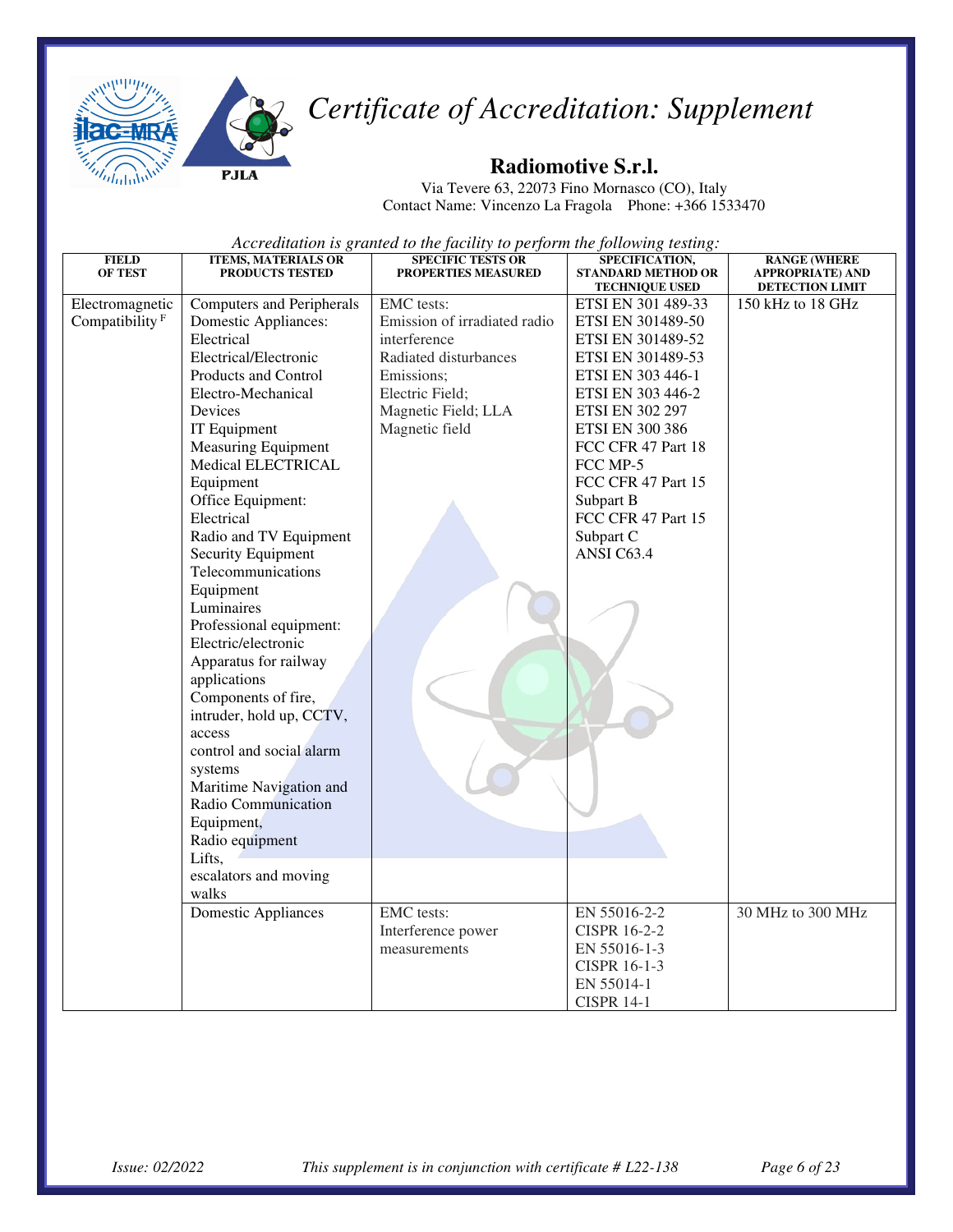# *Certificate of Accreditation: Supplement*

## Radiomotive S.r.l.

Via Tevere 63, 22073 Fino Mornasco (CO), Italy
Contact Name: Vincenzo La Fragola Phone: +366 1533470

*Accreditation is granted to the facility to perform the following testing:*

| FIELD OF TEST | ITEMS, MATERIALS OR PRODUCTS TESTED | SPECIFIC TESTS OR PROPERTIES MEASURED | SPECIFICATION, STANDARD METHOD OR TECHNIQUE USED | RANGE (WHERE APPROPRIATE) AND DETECTION LIMIT |
|---|---|---|---|---|
| Electromagnetic Compatibility [F] | Computers and Peripherals<br>Domestic Appliances: Electrical<br>Electrical/Electronic Products and Control<br>Electro-Mechanical Devices<br>IT Equipment<br>Measuring Equipment<br>Medical ELECTRICAL Equipment<br>Office Equipment: Electrical<br>Radio and TV Equipment<br>Security Equipment<br>Telecommunications Equipment<br>Luminaires<br>Professional equipment: Electric/electronic<br>Apparatus for railway applications<br>Components of fire, intruder, hold up, CCTV, access control and social alarm systems<br>Maritime Navigation and Radio Communication Equipment,<br>Radio equipment<br>Lifts, escalators and moving walks | EMC tests:<br>Emission of irradiated radio interference<br>Radiated disturbances<br>Emissions;<br>Electric Field;<br>Magnetic Field; LLA<br>Magnetic field | ETSI EN 301 489-33<br>ETSI EN 301489-50<br>ETSI EN 301489-52<br>ETSI EN 301489-53<br>ETSI EN 303 446-1<br>ETSI EN 303 446-2<br>ETSI EN 302 297<br>ETSI EN 300 386<br>FCC CFR 47 Part 18<br>FCC MP-5<br>FCC CFR 47 Part 15 Subpart B<br>FCC CFR 47 Part 15 Subpart C<br>ANSI C63.4 | 150 kHz to 18 GHz |
| | Domestic Appliances | EMC tests:<br>Interference power measurements | EN 55016-2-2<br>CISPR 16-2-2<br>EN 55016-1-3<br>CISPR 16-1-3<br>EN 55014-1<br>CISPR 14-1 | 30 MHz to 300 MHz |

*Issue: 02/2022* *This supplement is in conjunction with certificate # L22-138*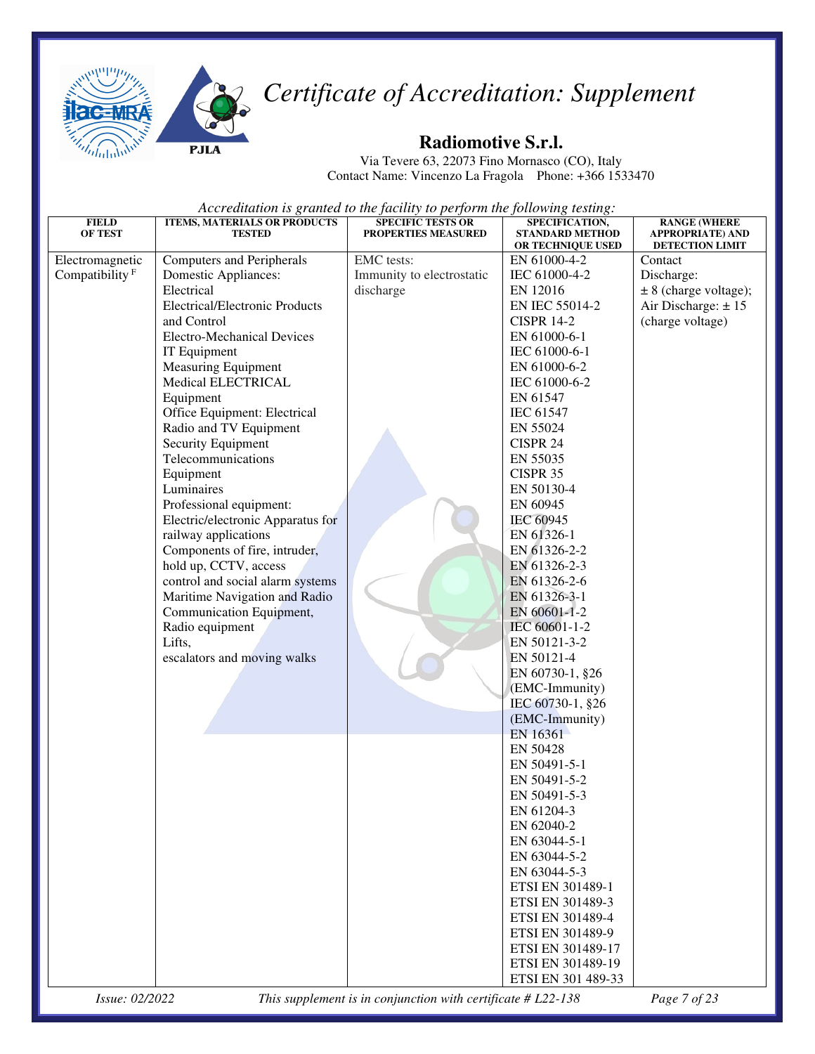# *Certificate of Accreditation: Supplement*

## Radiomotive S.r.l.

Via Tevere 63, 22073 Fino Mornasco (CO), Italy
Contact Name: Vincenzo La Fragola Phone: +366 1533470

*Accreditation is granted to the facility to perform the following testing:*

| FIELD OF TEST | ITEMS, MATERIALS OR PRODUCTS TESTED | SPECIFIC TESTS OR PROPERTIES MEASURED | SPECIFICATION, STANDARD METHOD OR TECHNIQUE USED | RANGE (WHERE APPROPRIATE) AND DETECTION LIMIT |
|---|---|---|---|---|
| Electromagnetic Compatibility [F] | Computers and Peripherals<br>Domestic Appliances: Electrical<br>Electrical/Electronic Products and Control<br>Electro-Mechanical Devices<br>IT Equipment<br>Measuring Equipment<br>Medical ELECTRICAL Equipment<br>Office Equipment: Electrical<br>Radio and TV Equipment<br>Security Equipment<br>Telecommunications Equipment<br>Luminaires<br>Professional equipment:<br>Electric/electronic Apparatus for railway applications<br>Components of fire, intruder, hold up, CCTV, access control and social alarm systems<br>Maritime Navigation and Radio Communication Equipment,<br>Radio equipment<br>Lifts,<br>escalators and moving walks | EMC tests:<br>Immunity to electrostatic discharge | EN 61000-4-2<br>IEC 61000-4-2<br>EN 12016<br>EN IEC 55014-2<br>CISPR 14-2<br>EN 61000-6-1<br>IEC 61000-6-1<br>EN 61000-6-2<br>IEC 61000-6-2<br>EN 61547<br>IEC 61547<br>EN 55024<br>CISPR 24<br>EN 55035<br>CISPR 35<br>EN 50130-4<br>EN 60945<br>IEC 60945<br>EN 61326-1<br>EN 61326-2-2<br>EN 61326-2-3<br>EN 61326-2-6<br>EN 61326-3-1<br>EN 60601-1-2<br>IEC 60601-1-2<br>EN 50121-3-2<br>EN 50121-4<br>EN 60730-1, §26 (EMC-Immunity)<br>IEC 60730-1, §26 (EMC-Immunity)<br>EN 16361<br>EN 50428<br>EN 50491-5-1<br>EN 50491-5-2<br>EN 50491-5-3<br>EN 61204-3<br>EN 62040-2<br>EN 63044-5-1<br>EN 63044-5-2<br>EN 63044-5-3<br>ETSI EN 301489-1<br>ETSI EN 301489-3<br>ETSI EN 301489-4<br>ETSI EN 301489-9<br>ETSI EN 301489-17<br>ETSI EN 301489-19<br>ETSI EN 301 489-33 | Contact Discharge:<br>± 8 (charge voltage);<br>Air Discharge: ± 15 (charge voltage) |

*Issue: 02/2022* *This supplement is in conjunction with certificate # L22-138*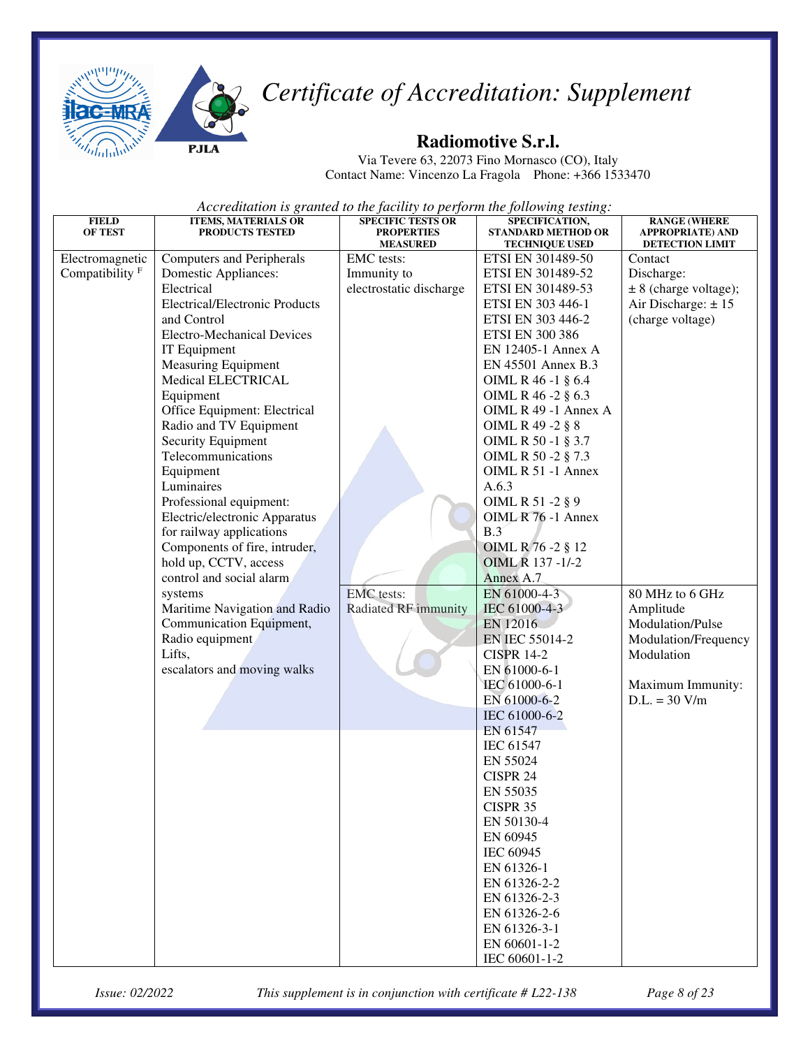# Certificate of Accreditation: Supplement

## Radiomotive S.r.l.

Via Tevere 63, 22073 Fino Mornasco (CO), Italy
Contact Name: Vincenzo La Fragola Phone: +366 1533470

*Accreditation is granted to the facility to perform the following testing:*

| FIELD OF TEST | ITEMS, MATERIALS OR PRODUCTS TESTED | SPECIFIC TESTS OR PROPERTIES MEASURED | SPECIFICATION, STANDARD METHOD OR TECHNIQUE USED | RANGE (WHERE APPROPRIATE) AND DETECTION LIMIT |
|---|---|---|---|---|
| Electromagnetic Compatibility [F] | Computers and Peripherals<br>Domestic Appliances: Electrical<br>Electrical/Electronic Products and Control<br>Electro-Mechanical Devices<br>IT Equipment<br>Measuring Equipment<br>Medical ELECTRICAL Equipment<br>Office Equipment: Electrical<br>Radio and TV Equipment<br>Security Equipment<br>Telecommunications Equipment<br>Luminaires<br>Professional equipment: Electric/electronic Apparatus for railway applications<br>Components of fire, intruder, hold up, CCTV, access control and social alarm systems<br>Maritime Navigation and Radio Communication Equipment, Radio equipment<br>Lifts, escalators and moving walks | EMC tests: Immunity to electrostatic discharge | ETSI EN 301489-50<br>ETSI EN 301489-52<br>ETSI EN 301489-53<br>ETSI EN 303 446-1<br>ETSI EN 303 446-2<br>ETSI EN 300 386<br>EN 12405-1 Annex A<br>EN 45501 Annex B.3<br>OIML R 46 -1 § 6.4<br>OIML R 46 -2 § 6.3<br>OIML R 49 -1 Annex A<br>OIML R 49 -2 § 8<br>OIML R 50 -1 § 3.7<br>OIML R 50 -2 § 7.3<br>OIML R 51 -1 Annex A.6.3<br>OIML R 51 -2 § 9<br>OIML R 76 -1 Annex B.3<br>OIML R 76 -2 § 12<br>OIML R 137 -1/-2 Annex A.7 | Contact Discharge: ± 8 (charge voltage); Air Discharge: ± 15 (charge voltage) |
| | | EMC tests: Radiated RF immunity | EN 61000-4-3<br>IEC 61000-4-3<br>EN 12016<br>EN IEC 55014-2<br>CISPR 14-2<br>EN 61000-6-1<br>IEC 61000-6-1<br>EN 61000-6-2<br>IEC 61000-6-2<br>EN 61547<br>IEC 61547<br>EN 55024<br>CISPR 24<br>EN 55035<br>CISPR 35<br>EN 50130-4<br>EN 60945<br>IEC 60945<br>EN 61326-1<br>EN 61326-2-2<br>EN 61326-2-3<br>EN 61326-2-6<br>EN 61326-3-1<br>EN 60601-1-2<br>IEC 60601-1-2 | 80 MHz to 6 GHz Amplitude Modulation/Pulse Modulation/Frequency Modulation<br><br>Maximum Immunity: D.L. = 30 V/m |

*Issue: 02/2022* *This supplement is in conjunction with certificate # L22-138*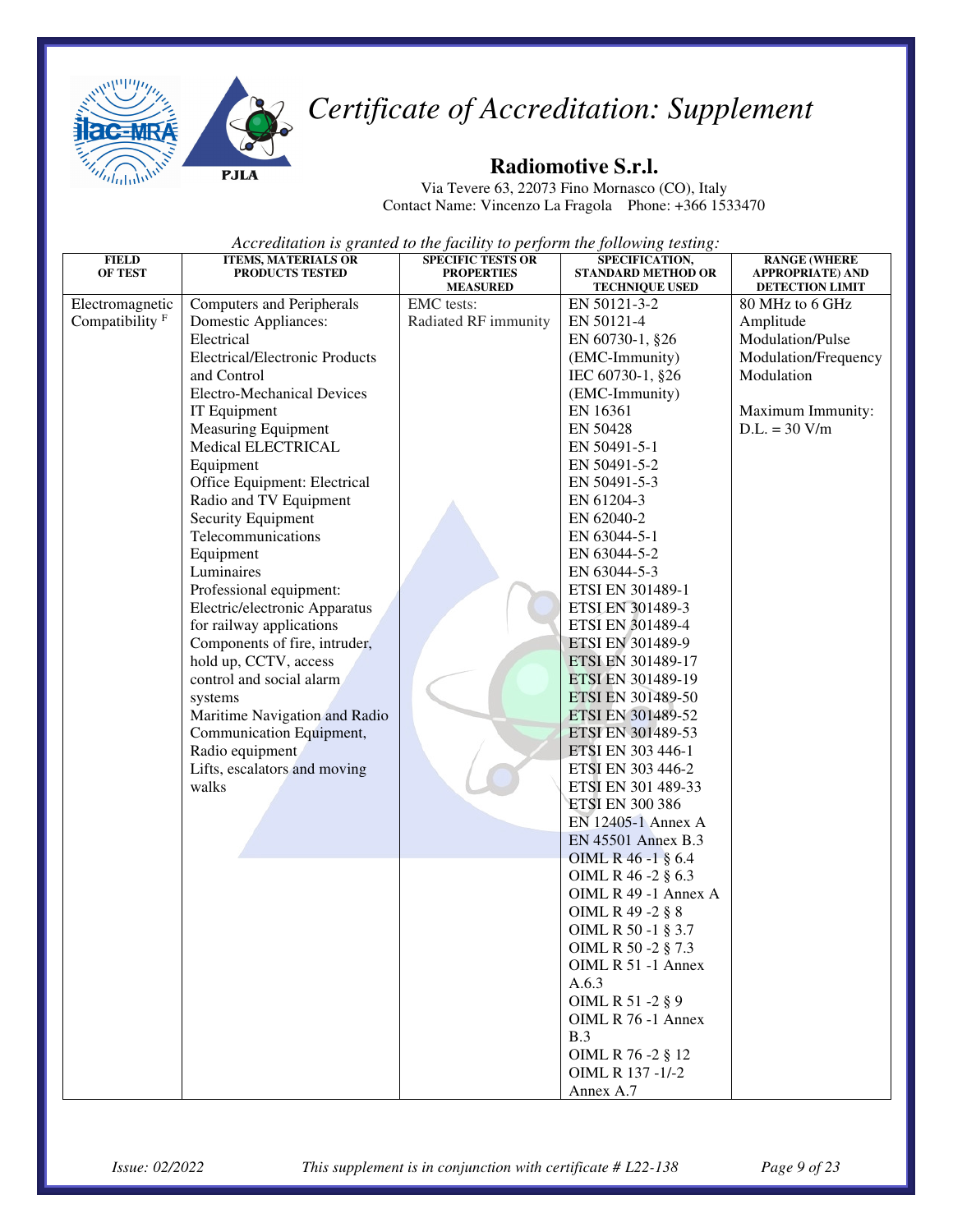# *Certificate of Accreditation: Supplement*

## Radiomotive S.r.l.

Via Tevere 63, 22073 Fino Mornasco (CO), Italy
Contact Name: Vincenzo La Fragola Phone: +366 1533470

*Accreditation is granted to the facility to perform the following testing:*

| FIELD OF TEST | ITEMS, MATERIALS OR PRODUCTS TESTED | SPECIFIC TESTS OR PROPERTIES MEASURED | SPECIFICATION, STANDARD METHOD OR TECHNIQUE USED | RANGE (WHERE APPROPRIATE) AND DETECTION LIMIT |
|---|---|---|---|---|
| Electromagnetic Compatibility F | Computers and Peripherals<br>Domestic Appliances: Electrical<br>Electrical/Electronic Products and Control<br>Electro-Mechanical Devices<br>IT Equipment<br>Measuring Equipment<br>Medical ELECTRICAL Equipment<br>Office Equipment: Electrical<br>Radio and TV Equipment<br>Security Equipment<br>Telecommunications Equipment<br>Luminaires<br>Professional equipment: Electric/electronic Apparatus for railway applications<br>Components of fire, intruder, hold up, CCTV, access control and social alarm systems<br>Maritime Navigation and Radio Communication Equipment,<br>Radio equipment<br>Lifts, escalators and moving walks | EMC tests:<br>Radiated RF immunity | EN 50121-3-2<br>EN 50121-4<br>EN 60730-1, §26 (EMC-Immunity)<br>IEC 60730-1, §26 (EMC-Immunity)<br>EN 16361<br>EN 50428<br>EN 50491-5-1<br>EN 50491-5-2<br>EN 50491-5-3<br>EN 61204-3<br>EN 62040-2<br>EN 63044-5-1<br>EN 63044-5-2<br>EN 63044-5-3<br>ETSI EN 301489-1<br>ETSI EN 301489-3<br>ETSI EN 301489-4<br>ETSI EN 301489-9<br>ETSI EN 301489-17<br>ETSI EN 301489-19<br>ETSI EN 301489-50<br>ETSI EN 301489-52<br>ETSI EN 301489-53<br>ETSI EN 303 446-1<br>ETSI EN 303 446-2<br>ETSI EN 301 489-33<br>ETSI EN 300 386<br>EN 12405-1 Annex A<br>EN 45501 Annex B.3<br>OIML R 46 -1 § 6.4<br>OIML R 46 -2 § 6.3<br>OIML R 49 -1 Annex A<br>OIML R 49 -2 § 8<br>OIML R 50 -1 § 3.7<br>OIML R 50 -2 § 7.3<br>OIML R 51 -1 Annex A.6.3<br>OIML R 51 -2 § 9<br>OIML R 76 -1 Annex B.3<br>OIML R 76 -2 § 12<br>OIML R 137 -1/-2 Annex A.7 | 80 MHz to 6 GHz<br>Amplitude Modulation/Pulse Modulation/Frequency Modulation<br><br>Maximum Immunity:<br>D.L. = 30 V/m |

*This supplement is in conjunction with certificate # L22-138*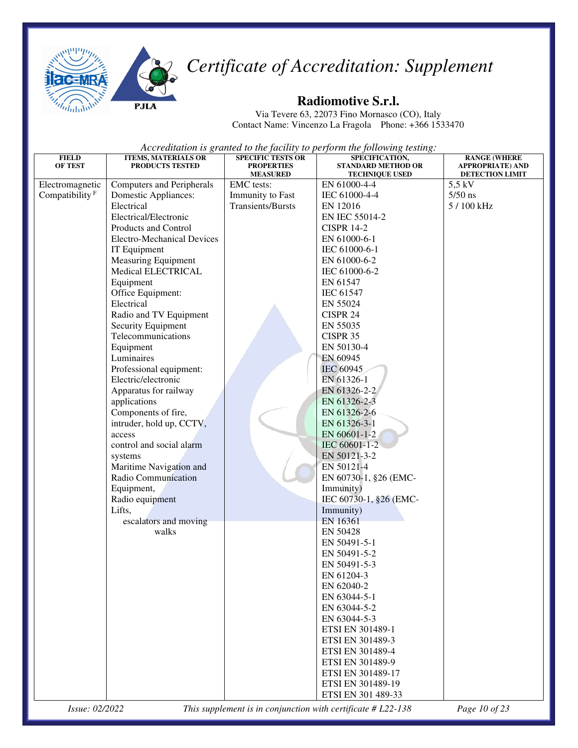# Certificate of Accreditation: Supplement

## Radiomotive S.r.l.

Via Tevere 63, 22073 Fino Mornasco (CO), Italy
Contact Name: Vincenzo La Fragola Phone: +366 1533470

*Accreditation is granted to the facility to perform the following testing:*

| FIELD OF TEST | ITEMS, MATERIALS OR PRODUCTS TESTED | SPECIFIC TESTS OR PROPERTIES MEASURED | SPECIFICATION, STANDARD METHOD OR TECHNIQUE USED | RANGE (WHERE APPROPRIATE) AND DETECTION LIMIT |
|---|---|---|---|---|
| Electromagnetic Compatibility [F] | Computers and Peripherals<br>Domestic Appliances: Electrical<br>Electrical/Electronic Products and Control<br>Electro-Mechanical Devices<br>IT Equipment<br>Measuring Equipment<br>Medical ELECTRICAL Equipment<br>Office Equipment: Electrical<br>Radio and TV Equipment<br>Security Equipment<br>Telecommunications Equipment<br>Luminaires<br>Professional equipment: Electric/electronic<br>Apparatus for railway applications<br>Components of fire, intruder, hold up, CCTV, access control and social alarm systems<br>Maritime Navigation and Radio Communication Equipment,<br>Radio equipment<br>Lifts, escalators and moving walks | EMC tests: Immunity to Fast Transients/Bursts | EN 61000-4-4<br>IEC 61000-4-4<br>EN 12016<br>EN IEC 55014-2<br>CISPR 14-2<br>EN 61000-6-1<br>IEC 61000-6-1<br>EN 61000-6-2<br>IEC 61000-6-2<br>EN 61547<br>IEC 61547<br>EN 55024<br>CISPR 24<br>EN 55035<br>CISPR 35<br>EN 50130-4<br>EN 60945<br>IEC 60945<br>EN 61326-1<br>EN 61326-2-2<br>EN 61326-2-3<br>EN 61326-2-6<br>EN 61326-3-1<br>EN 60601-1-2<br>IEC 60601-1-2<br>EN 50121-3-2<br>EN 50121-4<br>EN 60730-1, §26 (EMC-Immunity)<br>IEC 60730-1, §26 (EMC-Immunity)<br>EN 16361<br>EN 50428<br>EN 50491-5-1<br>EN 50491-5-2<br>EN 50491-5-3<br>EN 61204-3<br>EN 62040-2<br>EN 63044-5-1<br>EN 63044-5-2<br>EN 63044-5-3<br>ETSI EN 301489-1<br>ETSI EN 301489-3<br>ETSI EN 301489-4<br>ETSI EN 301489-9<br>ETSI EN 301489-17<br>ETSI EN 301489-19<br>ETSI EN 301 489-33 | 5,5 kV<br>5/50 ns<br>5 / 100 kHz |

*Issue: 02/2022* *This supplement is in conjunction with certificate # L22-138*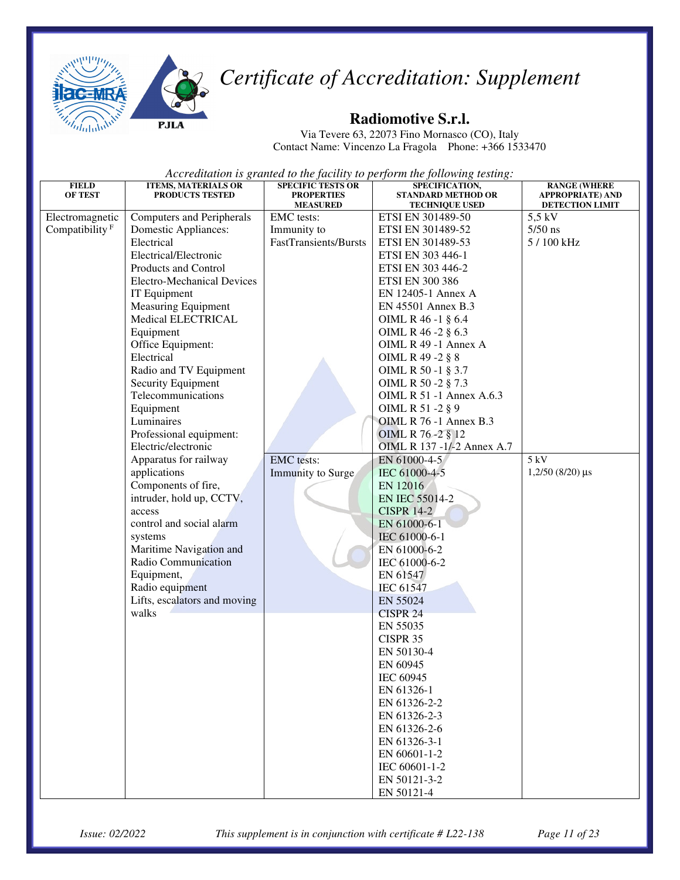# *Certificate of Accreditation: Supplement*

## Radiomotive S.r.l.

Via Tevere 63, 22073 Fino Mornasco (CO), Italy
Contact Name: Vincenzo La Fragola Phone: +366 1533470

*Accreditation is granted to the facility to perform the following testing:*

| FIELD OF TEST | ITEMS, MATERIALS OR PRODUCTS TESTED | SPECIFIC TESTS OR PROPERTIES MEASURED | SPECIFICATION, STANDARD METHOD OR TECHNIQUE USED | RANGE (WHERE APPROPRIATE) AND DETECTION LIMIT |
|---|---|---|---|---|
| Electromagnetic Compatibility [F] | Computers and Peripherals<br>Domestic Appliances: Electrical<br>Electrical/Electronic Products and Control<br>Electro-Mechanical Devices<br>IT Equipment<br>Measuring Equipment<br>Medical ELECTRICAL Equipment<br>Office Equipment: Electrical<br>Radio and TV Equipment<br>Security Equipment<br>Telecommunications Equipment<br>Luminaires<br>Professional equipment: Electric/electronic | EMC tests:<br>Immunity to FastTransients/Bursts | ETSI EN 301489-50<br>ETSI EN 301489-52<br>ETSI EN 301489-53<br>ETSI EN 303 446-1<br>ETSI EN 303 446-2<br>ETSI EN 300 386<br>EN 12405-1 Annex A<br>EN 45501 Annex B.3<br>OIML R 46 -1 § 6.4<br>OIML R 46 -2 § 6.3<br>OIML R 49 -1 Annex A<br>OIML R 49 -2 § 8<br>OIML R 50 -1 § 3.7<br>OIML R 50 -2 § 7.3<br>OIML R 51 -1 Annex A.6.3<br>OIML R 51 -2 § 9<br>OIML R 76 -1 Annex B.3<br>OIML R 76 -2 § 12<br>OIML R 137 -1/-2 Annex A.7 | 5,5 kV<br>5/50 ns<br>5 / 100 kHz |
| | Apparatus for railway applications<br>Components of fire, intruder, hold up, CCTV, access control and social alarm systems<br>Maritime Navigation and Radio Communication Equipment,<br>Radio equipment<br>Lifts, escalators and moving walks | EMC tests:<br>Immunity to Surge | EN 61000-4-5<br>IEC 61000-4-5<br>EN 12016<br>EN IEC 55014-2<br>CISPR 14-2<br>EN 61000-6-1<br>IEC 61000-6-1<br>EN 61000-6-2<br>IEC 61000-6-2<br>EN 61547<br>IEC 61547<br>EN 55024<br>CISPR 24<br>EN 55035<br>CISPR 35<br>EN 50130-4<br>EN 60945<br>IEC 60945<br>EN 61326-1<br>EN 61326-2-2<br>EN 61326-2-3<br>EN 61326-2-6<br>EN 61326-3-1<br>EN 60601-1-2<br>IEC 60601-1-2<br>EN 50121-3-2<br>EN 50121-4 | 5 kV<br>1,2/50 (8/20) µs |

*Issue: 02/2022* *This supplement is in conjunction with certificate # L22-138*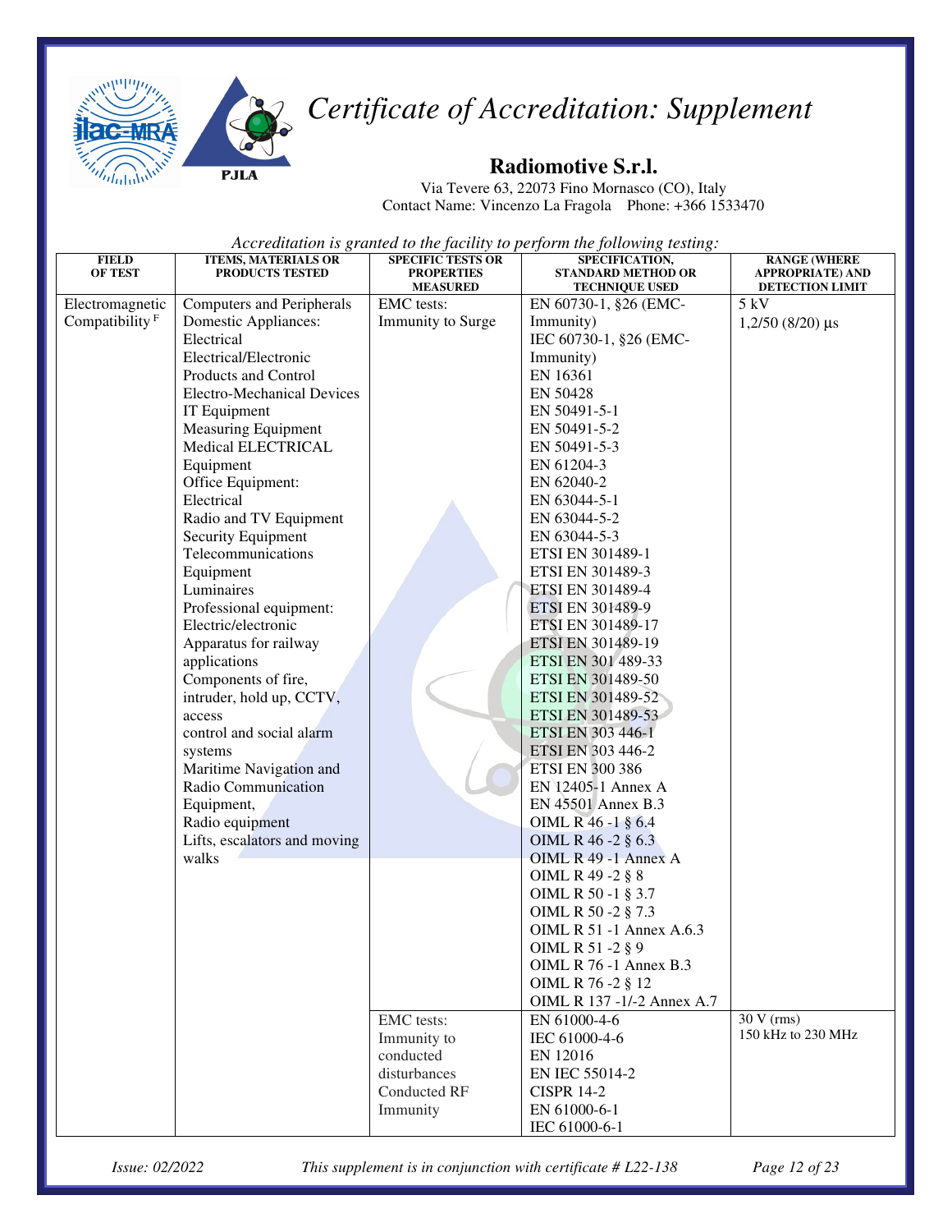# *Certificate of Accreditation: Supplement*

## Radiomotive S.r.l.

Via Tevere 63, 22073 Fino Mornasco (CO), Italy
Contact Name: Vincenzo La Fragola Phone: +366 1533470

*Accreditation is granted to the facility to perform the following testing:*

| FIELD OF TEST | ITEMS, MATERIALS OR PRODUCTS TESTED | SPECIFIC TESTS OR PROPERTIES MEASURED | SPECIFICATION, STANDARD METHOD OR TECHNIQUE USED | RANGE (WHERE APPROPRIATE) AND DETECTION LIMIT |
|---|---|---|---|---|
| Electromagnetic Compatibility [F] | Computers and Peripherals<br>Domestic Appliances: Electrical<br>Electrical/Electronic Products and Control<br>Electro-Mechanical Devices<br>IT Equipment<br>Measuring Equipment<br>Medical ELECTRICAL Equipment<br>Office Equipment: Electrical<br>Radio and TV Equipment<br>Security Equipment<br>Telecommunications Equipment<br>Luminaires<br>Professional equipment: Electric/electronic<br>Apparatus for railway applications<br>Components of fire, intruder, hold up, CCTV, access control and social alarm systems<br>Maritime Navigation and Radio Communication Equipment,<br>Radio equipment<br>Lifts, escalators and moving walks | EMC tests:<br>Immunity to Surge | EN 60730-1, §26 (EMC-Immunity)<br>IEC 60730-1, §26 (EMC-Immunity)<br>EN 16361<br>EN 50428<br>EN 50491-5-1<br>EN 50491-5-2<br>EN 50491-5-3<br>EN 61204-3<br>EN 62040-2<br>EN 63044-5-1<br>EN 63044-5-2<br>EN 63044-5-3<br>ETSI EN 301489-1<br>ETSI EN 301489-3<br>ETSI EN 301489-4<br>ETSI EN 301489-9<br>ETSI EN 301489-17<br>ETSI EN 301489-19<br>ETSI EN 301 489-33<br>ETSI EN 301489-50<br>ETSI EN 301489-52<br>ETSI EN 301489-53<br>ETSI EN 303 446-1<br>ETSI EN 303 446-2<br>ETSI EN 300 386<br>EN 12405-1 Annex A<br>EN 45501 Annex B.3<br>OIML R 46 -1 § 6.4<br>OIML R 46 -2 § 6.3<br>OIML R 49 -1 Annex A<br>OIML R 49 -2 § 8<br>OIML R 50 -1 § 3.7<br>OIML R 50 -2 § 7.3<br>OIML R 51 -1 Annex A.6.3<br>OIML R 51 -2 § 9<br>OIML R 76 -1 Annex B.3<br>OIML R 76 -2 § 12<br>OIML R 137 -1/-2 Annex A.7 | 5 kV<br>1,2/50 (8/20) µs |
| | | EMC tests:<br>Immunity to conducted disturbances<br>Conducted RF Immunity | EN 61000-4-6<br>IEC 61000-4-6<br>EN 12016<br>EN IEC 55014-2<br>CISPR 14-2<br>EN 61000-6-1<br>IEC 61000-6-1 | 30 V (rms)<br>150 kHz to 230 MHz |

*Issue: 02/2022* *This supplement is in conjunction with certificate # L22-138*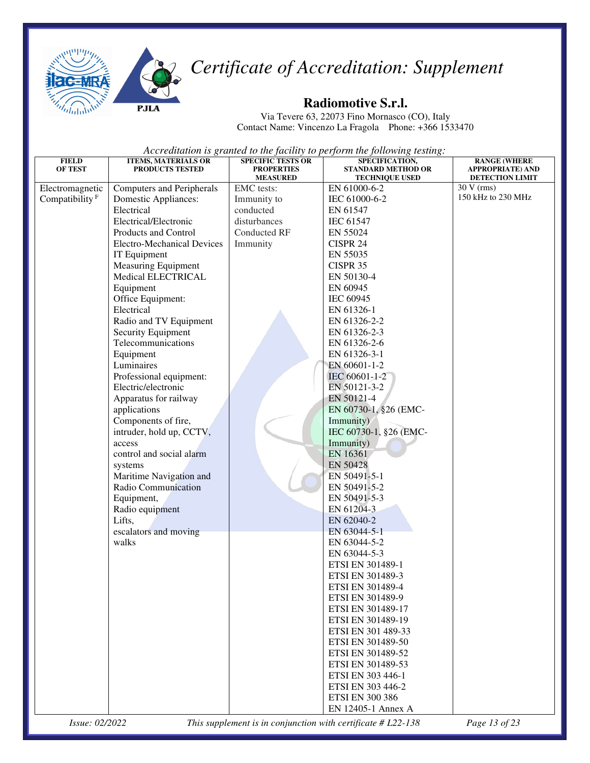# Certificate of Accreditation: Supplement

## Radiomotive S.r.l.

Via Tevere 63, 22073 Fino Mornasco (CO), Italy
Contact Name: Vincenzo La Fragola Phone: +366 1533470

*Accreditation is granted to the facility to perform the following testing:*

| FIELD OF TEST | ITEMS, MATERIALS OR PRODUCTS TESTED | SPECIFIC TESTS OR PROPERTIES MEASURED | SPECIFICATION, STANDARD METHOD OR TECHNIQUE USED | RANGE (WHERE APPROPRIATE) AND DETECTION LIMIT |
|---|---|---|---|---|
| Electromagnetic Compatibility [F] | Computers and Peripherals<br>Domestic Appliances: Electrical<br>Electrical/Electronic Products and Control<br>Electro-Mechanical Devices<br>IT Equipment<br>Measuring Equipment<br>Medical ELECTRICAL Equipment<br>Office Equipment: Electrical<br>Radio and TV Equipment<br>Security Equipment<br>Telecommunications Equipment<br>Luminaires<br>Professional equipment: Electric/electronic<br>Apparatus for railway applications<br>Components of fire, intruder, hold up, CCTV, access control and social alarm systems<br>Maritime Navigation and Radio Communication Equipment,<br>Radio equipment<br>Lifts, escalators and moving walks | EMC tests: Immunity to conducted disturbances Conducted RF Immunity | EN 61000-6-2<br>IEC 61000-6-2<br>EN 61547<br>IEC 61547<br>EN 55024<br>CISPR 24<br>EN 55035<br>CISPR 35<br>EN 50130-4<br>EN 60945<br>IEC 60945<br>EN 61326-1<br>EN 61326-2-2<br>EN 61326-2-3<br>EN 61326-2-6<br>EN 61326-3-1<br>EN 60601-1-2<br>IEC 60601-1-2<br>EN 50121-3-2<br>EN 50121-4<br>EN 60730-1, §26 (EMC-Immunity)<br>IEC 60730-1, §26 (EMC-Immunity)<br>EN 16361<br>EN 50428<br>EN 50491-5-1<br>EN 50491-5-2<br>EN 50491-5-3<br>EN 61204-3<br>EN 62040-2<br>EN 63044-5-1<br>EN 63044-5-2<br>EN 63044-5-3<br>ETSI EN 301489-1<br>ETSI EN 301489-3<br>ETSI EN 301489-4<br>ETSI EN 301489-9<br>ETSI EN 301489-17<br>ETSI EN 301489-19<br>ETSI EN 301 489-33<br>ETSI EN 301489-50<br>ETSI EN 301489-52<br>ETSI EN 301489-53<br>ETSI EN 303 446-1<br>ETSI EN 303 446-2<br>ETSI EN 300 386<br>EN 12405-1 Annex A | 30 V (rms)<br>150 kHz to 230 MHz |

*Issue: 02/2022* *This supplement is in conjunction with certificate # L22-138*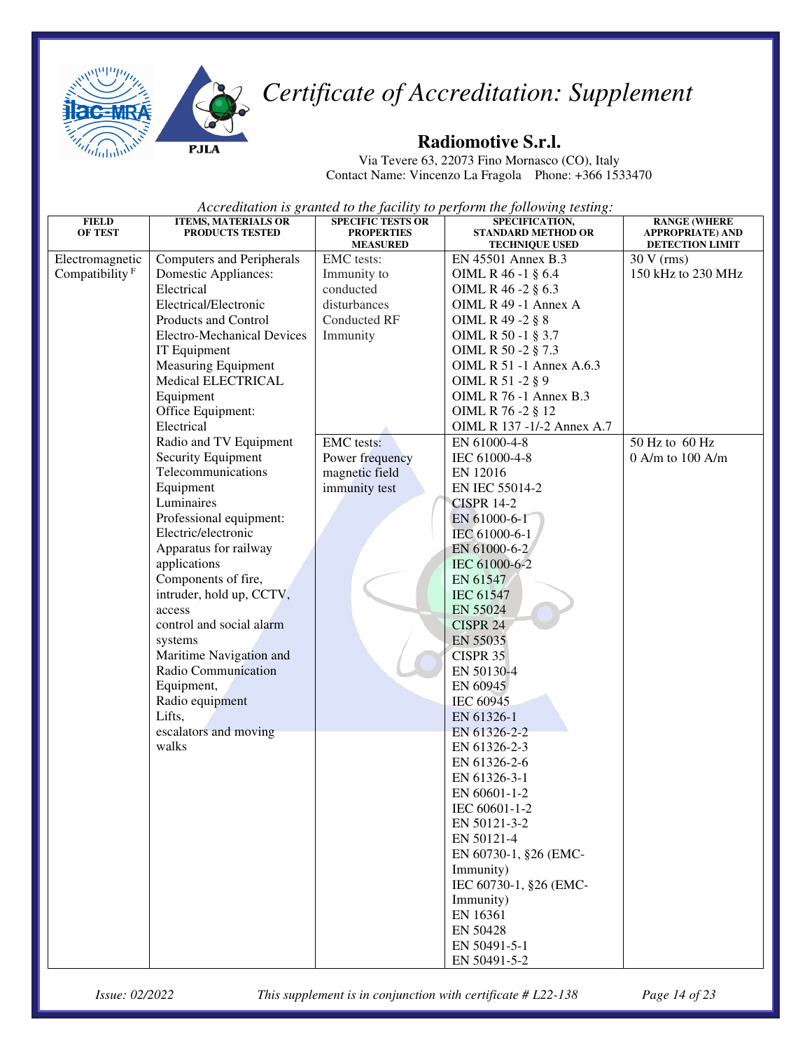# Certificate of Accreditation: Supplement

## Radiomotive S.r.l.

Via Tevere 63, 22073 Fino Mornasco (CO), Italy
Contact Name: Vincenzo La Fragola Phone: +366 1533470

*Accreditation is granted to the facility to perform the following testing:*

| FIELD OF TEST | ITEMS, MATERIALS OR PRODUCTS TESTED | SPECIFIC TESTS OR PROPERTIES MEASURED | SPECIFICATION, STANDARD METHOD OR TECHNIQUE USED | RANGE (WHERE APPROPRIATE) AND DETECTION LIMIT |
|---|---|---|---|---|
| Electromagnetic Compatibility [F] | Computers and Peripherals<br>Domestic Appliances: Electrical<br>Electrical/Electronic Products and Control<br>Electro-Mechanical Devices<br>IT Equipment<br>Measuring Equipment<br>Medical ELECTRICAL Equipment<br>Office Equipment: Electrical<br>Radio and TV Equipment<br>Security Equipment<br>Telecommunications Equipment<br>Luminaires<br>Professional equipment: Electric/electronic<br>Apparatus for railway applications<br>Components of fire, intruder, hold up, CCTV, access control and social alarm systems<br>Maritime Navigation and Radio Communication Equipment,<br>Radio equipment<br>Lifts, escalators and moving walks | EMC tests: Immunity to conducted disturbances Conducted RF Immunity | EN 45501 Annex B.3<br>OIML R 46 -1 § 6.4<br>OIML R 46 -2 § 6.3<br>OIML R 49 -1 Annex A<br>OIML R 49 -2 § 8<br>OIML R 50 -1 § 3.7<br>OIML R 50 -2 § 7.3<br>OIML R 51 -1 Annex A.6.3<br>OIML R 51 -2 § 9<br>OIML R 76 -1 Annex B.3<br>OIML R 76 -2 § 12<br>OIML R 137 -1/-2 Annex A.7 | 30 V (rms)<br>150 kHz to 230 MHz |
| | | EMC tests: Power frequency magnetic field immunity test | EN 61000-4-8<br>IEC 61000-4-8<br>EN 12016<br>EN IEC 55014-2<br>CISPR 14-2<br>EN 61000-6-1<br>IEC 61000-6-1<br>EN 61000-6-2<br>IEC 61000-6-2<br>EN 61547<br>IEC 61547<br>EN 55024<br>CISPR 24<br>EN 55035<br>CISPR 35<br>EN 50130-4<br>EN 60945<br>IEC 60945<br>EN 61326-1<br>EN 61326-2-2<br>EN 61326-2-3<br>EN 61326-2-6<br>EN 61326-3-1<br>EN 60601-1-2<br>IEC 60601-1-2<br>EN 50121-3-2<br>EN 50121-4<br>EN 60730-1, §26 (EMC-Immunity)<br>IEC 60730-1, §26 (EMC-Immunity)<br>EN 16361<br>EN 50428<br>EN 50491-5-1<br>EN 50491-5-2 | 50 Hz to 60 Hz<br>0 A/m to 100 A/m |

*Issue: 02/2022* *This supplement is in conjunction with certificate # L22-138*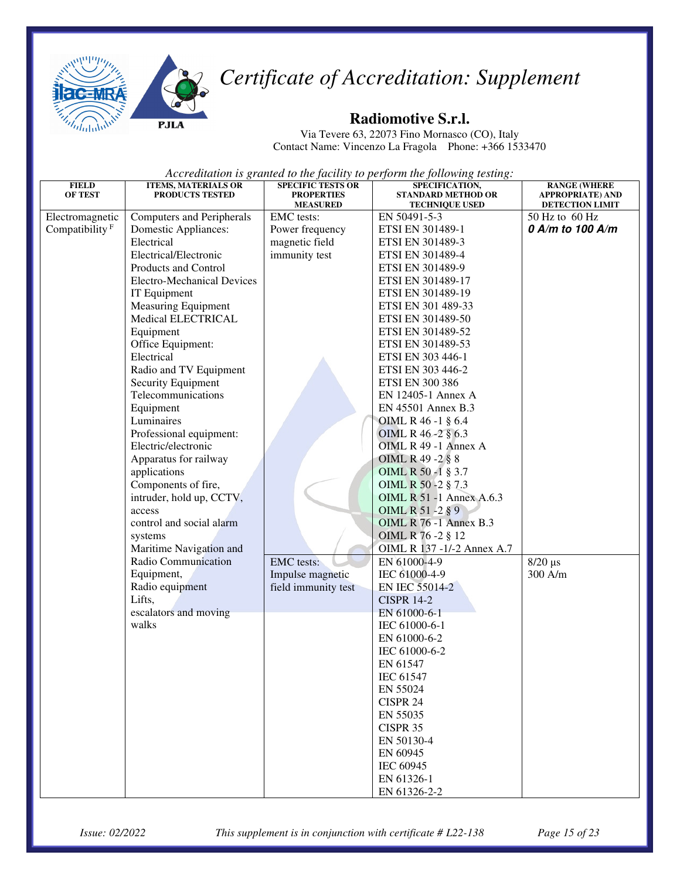# Certificate of Accreditation: Supplement

## Radiomotive S.r.l.

Via Tevere 63, 22073 Fino Mornasco (CO), Italy
Contact Name: Vincenzo La Fragola Phone: +366 1533470

*Accreditation is granted to the facility to perform the following testing:*

| FIELD OF TEST | ITEMS, MATERIALS OR PRODUCTS TESTED | SPECIFIC TESTS OR PROPERTIES MEASURED | SPECIFICATION, STANDARD METHOD OR TECHNIQUE USED | RANGE (WHERE APPROPRIATE) AND DETECTION LIMIT |
|---|---|---|---|---|
| Electromagnetic Compatibility [F] | Computers and Peripherals<br>Domestic Appliances: Electrical<br>Electrical/Electronic Products and Control<br>Electro-Mechanical Devices<br>IT Equipment<br>Measuring Equipment<br>Medical ELECTRICAL Equipment<br>Office Equipment: Electrical<br>Radio and TV Equipment<br>Security Equipment<br>Telecommunications Equipment<br>Luminaires<br>Professional equipment: Electric/electronic<br>Apparatus for railway applications<br>Components of fire, intruder, hold up, CCTV, access control and social alarm systems<br>Maritime Navigation and Radio Communication Equipment,<br>Radio equipment<br>Lifts, escalators and moving walks | EMC tests:<br>Power frequency magnetic field immunity test | EN 50491-5-3<br>ETSI EN 301489-1<br>ETSI EN 301489-3<br>ETSI EN 301489-4<br>ETSI EN 301489-9<br>ETSI EN 301489-17<br>ETSI EN 301489-19<br>ETSI EN 301 489-33<br>ETSI EN 301489-50<br>ETSI EN 301489-52<br>ETSI EN 301489-53<br>ETSI EN 303 446-1<br>ETSI EN 303 446-2<br>ETSI EN 300 386<br>EN 12405-1 Annex A<br>EN 45501 Annex B.3<br>OIML R 46 -1 § 6.4<br>OIML R 46 -2 § 6.3<br>OIML R 49 -1 Annex A<br>OIML R 49 -2 § 8<br>OIML R 50 -1 § 3.7<br>OIML R 50 -2 § 7.3<br>OIML R 51 -1 Annex A.6.3<br>OIML R 51 -2 § 9<br>OIML R 76 -1 Annex B.3<br>OIML R 76 -2 § 12<br>OIML R 137 -1/-2 Annex A.7 | 50 Hz to 60 Hz<br>***0 A/m to 100 A/m*** |
| | | EMC tests:<br>Impulse magnetic field immunity test | EN 61000-4-9<br>IEC 61000-4-9<br>EN IEC 55014-2<br>CISPR 14-2<br>EN 61000-6-1<br>IEC 61000-6-1<br>EN 61000-6-2<br>IEC 61000-6-2<br>EN 61547<br>IEC 61547<br>EN 55024<br>CISPR 24<br>EN 55035<br>CISPR 35<br>EN 50130-4<br>EN 60945<br>IEC 60945<br>EN 61326-1<br>EN 61326-2-2 | 8/20 µs<br>300 A/m |

*Issue: 02/2022* *This supplement is in conjunction with certificate # L22-138*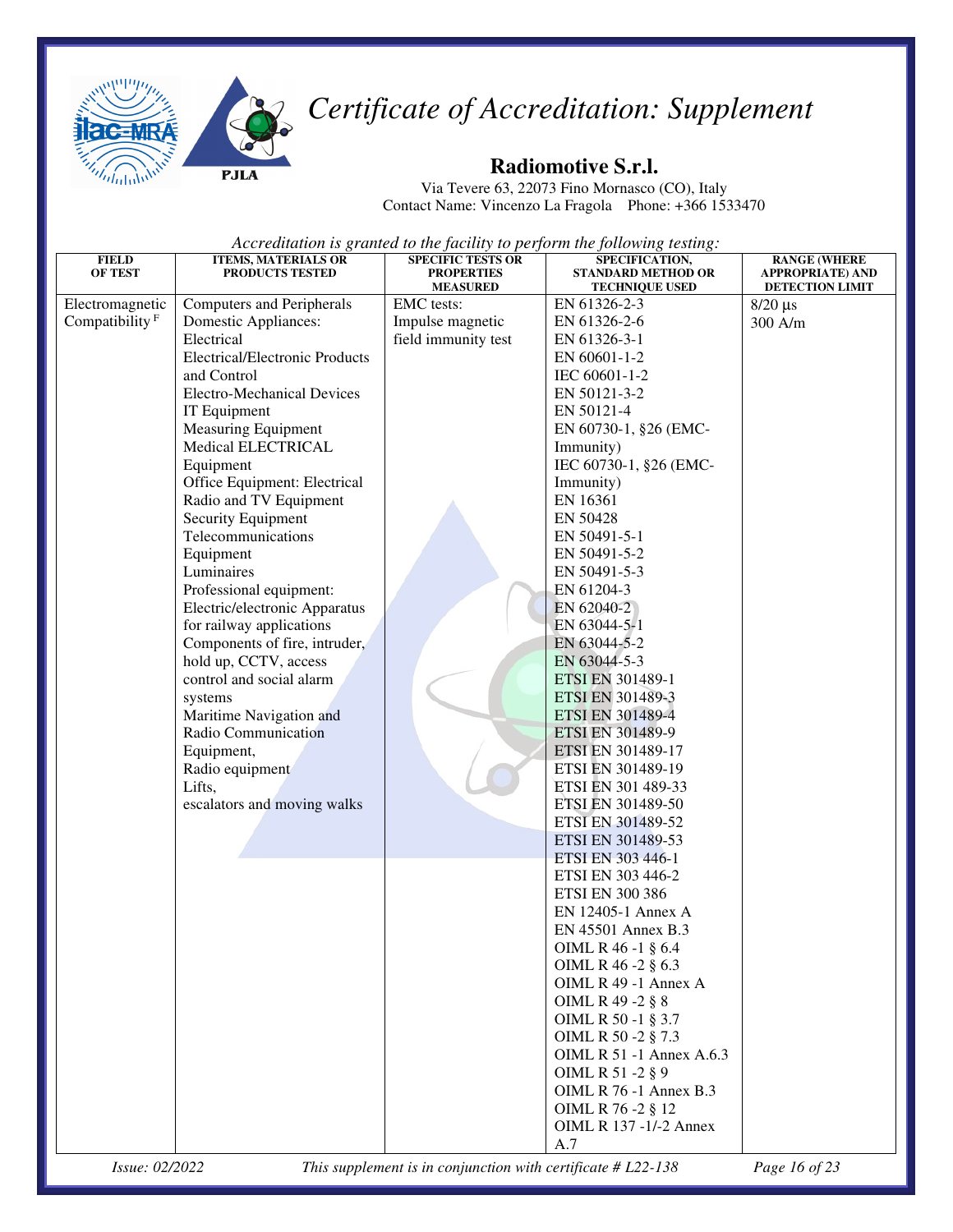# Certificate of Accreditation: Supplement

## Radiomotive S.r.l.

Via Tevere 63, 22073 Fino Mornasco (CO), Italy
Contact Name: Vincenzo La Fragola Phone: +366 1533470

*Accreditation is granted to the facility to perform the following testing:*

| FIELD OF TEST | ITEMS, MATERIALS OR PRODUCTS TESTED | SPECIFIC TESTS OR PROPERTIES MEASURED | SPECIFICATION, STANDARD METHOD OR TECHNIQUE USED | RANGE (WHERE APPROPRIATE) AND DETECTION LIMIT |
|---|---|---|---|---|
| Electromagnetic Compatibility [F] | Computers and Peripherals<br>Domestic Appliances: Electrical<br>Electrical/Electronic Products and Control<br>Electro-Mechanical Devices<br>IT Equipment<br>Measuring Equipment<br>Medical ELECTRICAL Equipment<br>Office Equipment: Electrical<br>Radio and TV Equipment<br>Security Equipment<br>Telecommunications Equipment<br>Luminaires<br>Professional equipment:<br>Electric/electronic Apparatus for railway applications<br>Components of fire, intruder, hold up, CCTV, access control and social alarm systems<br>Maritime Navigation and Radio Communication Equipment,<br>Radio equipment<br>Lifts,<br>escalators and moving walks | EMC tests:<br>Impulse magnetic field immunity test | EN 61326-2-3<br>EN 61326-2-6<br>EN 61326-3-1<br>EN 60601-1-2<br>IEC 60601-1-2<br>EN 50121-3-2<br>EN 50121-4<br>EN 60730-1, §26 (EMC-Immunity)<br>IEC 60730-1, §26 (EMC-Immunity)<br>EN 16361<br>EN 50428<br>EN 50491-5-1<br>EN 50491-5-2<br>EN 50491-5-3<br>EN 61204-3<br>EN 62040-2<br>EN 63044-5-1<br>EN 63044-5-2<br>EN 63044-5-3<br>ETSI EN 301489-1<br>ETSI EN 301489-3<br>ETSI EN 301489-4<br>ETSI EN 301489-9<br>ETSI EN 301489-17<br>ETSI EN 301489-19<br>ETSI EN 301 489-33<br>ETSI EN 301489-50<br>ETSI EN 301489-52<br>ETSI EN 301489-53<br>ETSI EN 303 446-1<br>ETSI EN 303 446-2<br>ETSI EN 300 386<br>EN 12405-1 Annex A<br>EN 45501 Annex B.3<br>OIML R 46 -1 § 6.4<br>OIML R 46 -2 § 6.3<br>OIML R 49 -1 Annex A<br>OIML R 49 -2 § 8<br>OIML R 50 -1 § 3.7<br>OIML R 50 -2 § 7.3<br>OIML R 51 -1 Annex A.6.3<br>OIML R 51 -2 § 9<br>OIML R 76 -1 Annex B.3<br>OIML R 76 -2 § 12<br>OIML R 137 -1/-2 Annex A.7 | 8/20 µs<br>300 A/m |

*Issue: 02/2022* *This supplement is in conjunction with certificate # L22-138*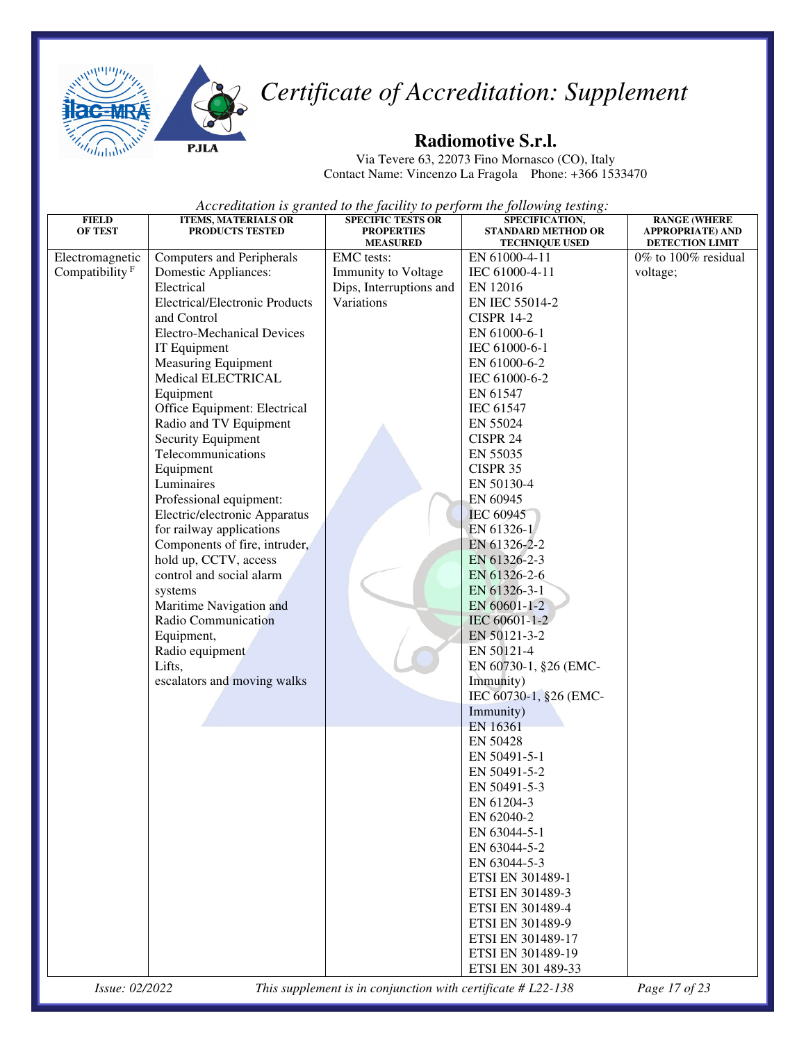# Certificate of Accreditation: Supplement

## Radiomotive S.r.l.

Via Tevere 63, 22073 Fino Mornasco (CO), Italy
Contact Name: Vincenzo La Fragola Phone: +366 1533470

*Accreditation is granted to the facility to perform the following testing:*

| FIELD OF TEST | ITEMS, MATERIALS OR PRODUCTS TESTED | SPECIFIC TESTS OR PROPERTIES MEASURED | SPECIFICATION, STANDARD METHOD OR TECHNIQUE USED | RANGE (WHERE APPROPRIATE) AND DETECTION LIMIT |
|---|---|---|---|---|
| Electromagnetic Compatibility [F] | Computers and Peripherals<br>Domestic Appliances: Electrical<br>Electrical/Electronic Products and Control<br>Electro-Mechanical Devices<br>IT Equipment<br>Measuring Equipment<br>Medical ELECTRICAL Equipment<br>Office Equipment: Electrical<br>Radio and TV Equipment<br>Security Equipment<br>Telecommunications Equipment<br>Luminaires<br>Professional equipment:<br>Electric/electronic Apparatus for railway applications<br>Components of fire, intruder, hold up, CCTV, access control and social alarm systems<br>Maritime Navigation and Radio Communication Equipment,<br>Radio equipment<br>Lifts,<br>escalators and moving walks | EMC tests:<br>Immunity to Voltage Dips, Interruptions and Variations | EN 61000-4-11<br>IEC 61000-4-11<br>EN 12016<br>EN IEC 55014-2<br>CISPR 14-2<br>EN 61000-6-1<br>IEC 61000-6-1<br>EN 61000-6-2<br>IEC 61000-6-2<br>EN 61547<br>IEC 61547<br>EN 55024<br>CISPR 24<br>EN 55035<br>CISPR 35<br>EN 50130-4<br>EN 60945<br>IEC 60945<br>EN 61326-1<br>EN 61326-2-2<br>EN 61326-2-3<br>EN 61326-2-6<br>EN 61326-3-1<br>EN 60601-1-2<br>IEC 60601-1-2<br>EN 50121-3-2<br>EN 50121-4<br>EN 60730-1, §26 (EMC-Immunity)<br>IEC 60730-1, §26 (EMC-Immunity)<br>EN 16361<br>EN 50428<br>EN 50491-5-1<br>EN 50491-5-2<br>EN 50491-5-3<br>EN 61204-3<br>EN 62040-2<br>EN 63044-5-1<br>EN 63044-5-2<br>EN 63044-5-3<br>ETSI EN 301489-1<br>ETSI EN 301489-3<br>ETSI EN 301489-4<br>ETSI EN 301489-9<br>ETSI EN 301489-17<br>ETSI EN 301489-19<br>ETSI EN 301 489-33 | 0% to 100% residual voltage; |

*Issue: 02/2022* *This supplement is in conjunction with certificate # L22-138*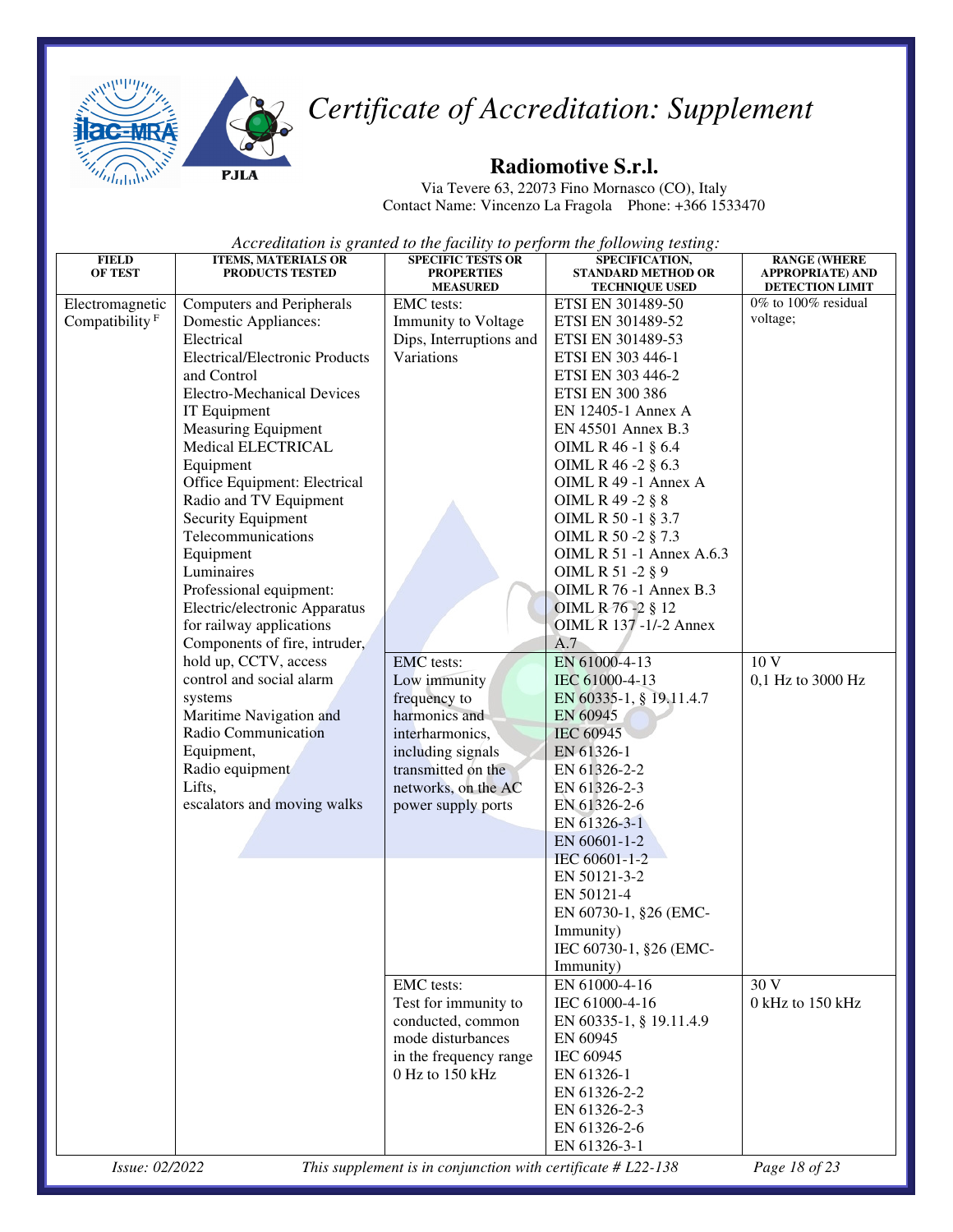# Certificate of Accreditation: Supplement

## Radiomotive S.r.l.

Via Tevere 63, 22073 Fino Mornasco (CO), Italy
Contact Name: Vincenzo La Fragola Phone: +366 1533470

*Accreditation is granted to the facility to perform the following testing:*

| FIELD OF TEST | ITEMS, MATERIALS OR PRODUCTS TESTED | SPECIFIC TESTS OR PROPERTIES MEASURED | SPECIFICATION, STANDARD METHOD OR TECHNIQUE USED | RANGE (WHERE APPROPRIATE) AND DETECTION LIMIT |
|---|---|---|---|---|
| Electromagnetic Compatibility [F] | Computers and Peripherals<br>Domestic Appliances: Electrical<br>Electrical/Electronic Products and Control<br>Electro-Mechanical Devices<br>IT Equipment<br>Measuring Equipment<br>Medical ELECTRICAL Equipment<br>Office Equipment: Electrical<br>Radio and TV Equipment<br>Security Equipment<br>Telecommunications Equipment<br>Luminaires<br>Professional equipment: Electric/electronic Apparatus for railway applications<br>Components of fire, intruder, hold up, CCTV, access control and social alarm systems<br>Maritime Navigation and Radio Communication Equipment,<br>Radio equipment<br>Lifts,<br>escalators and moving walks | EMC tests:<br>Immunity to Voltage Dips, Interruptions and Variations | ETSI EN 301489-50<br>ETSI EN 301489-52<br>ETSI EN 301489-53<br>ETSI EN 303 446-1<br>ETSI EN 303 446-2<br>ETSI EN 300 386<br>EN 12405-1 Annex A<br>EN 45501 Annex B.3<br>OIML R 46 -1 § 6.4<br>OIML R 46 -2 § 6.3<br>OIML R 49 -1 Annex A<br>OIML R 49 -2 § 8<br>OIML R 50 -1 § 3.7<br>OIML R 50 -2 § 7.3<br>OIML R 51 -1 Annex A.6.3<br>OIML R 51 -2 § 9<br>OIML R 76 -1 Annex B.3<br>OIML R 76 -2 § 12<br>OIML R 137 -1/-2 Annex A.7 | 0% to 100% residual voltage; |
| | | EMC tests:<br>Low immunity frequency to harmonics and interharmonics, including signals transmitted on the networks, on the AC power supply ports | EN 61000-4-13<br>IEC 61000-4-13<br>EN 60335-1, § 19.11.4.7<br>EN 60945<br>IEC 60945<br>EN 61326-1<br>EN 61326-2-2<br>EN 61326-2-3<br>EN 61326-2-6<br>EN 61326-3-1<br>EN 60601-1-2<br>IEC 60601-1-2<br>EN 50121-3-2<br>EN 50121-4<br>EN 60730-1, §26 (EMC-Immunity)<br>IEC 60730-1, §26 (EMC-Immunity) | 10 V<br>0,1 Hz to 3000 Hz |
| | | EMC tests:<br>Test for immunity to conducted, common mode disturbances in the frequency range 0 Hz to 150 kHz | EN 61000-4-16<br>IEC 61000-4-16<br>EN 60335-1, § 19.11.4.9<br>EN 60945<br>IEC 60945<br>EN 61326-1<br>EN 61326-2-2<br>EN 61326-2-3<br>EN 61326-2-6<br>EN 61326-3-1 | 30 V<br>0 kHz to 150 kHz |

*Issue: 02/2022* *This supplement is in conjunction with certificate # L22-138*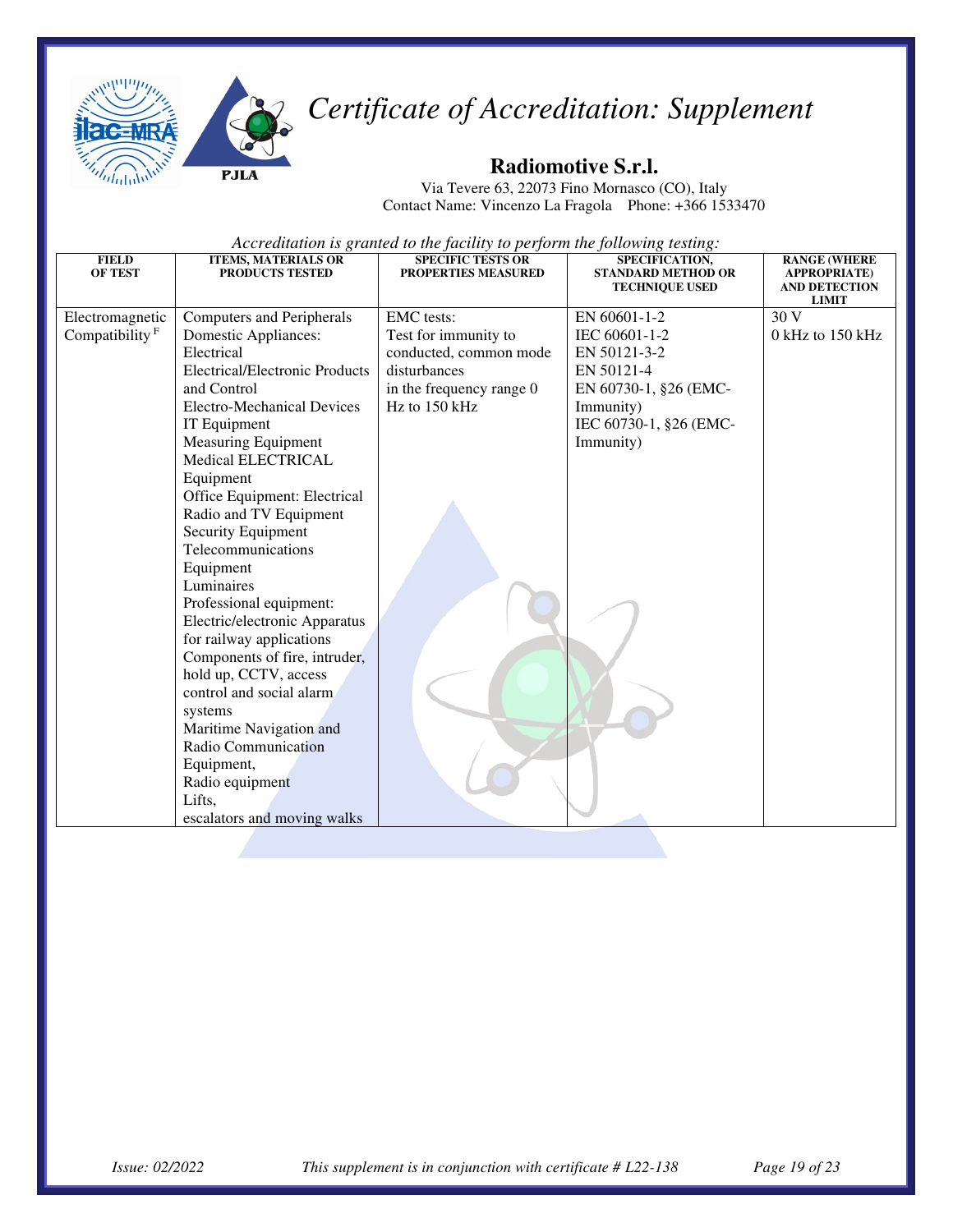# *Certificate of Accreditation: Supplement*

## Radiomotive S.r.l.

Via Tevere 63, 22073 Fino Mornasco (CO), Italy
Contact Name: Vincenzo La Fragola Phone: +366 1533470

*Accreditation is granted to the facility to perform the following testing:*

| FIELD OF TEST | ITEMS, MATERIALS OR PRODUCTS TESTED | SPECIFIC TESTS OR PROPERTIES MEASURED | SPECIFICATION, STANDARD METHOD OR TECHNIQUE USED | RANGE (WHERE APPROPRIATE) AND DETECTION LIMIT |
|---|---|---|---|---|
| Electromagnetic Compatibility F | Computers and Peripherals<br>Domestic Appliances: Electrical<br>Electrical/Electronic Products and Control<br>Electro-Mechanical Devices<br>IT Equipment<br>Measuring Equipment<br>Medical ELECTRICAL Equipment<br>Office Equipment: Electrical<br>Radio and TV Equipment<br>Security Equipment<br>Telecommunications Equipment<br>Luminaires<br>Professional equipment: Electric/electronic Apparatus for railway applications<br>Components of fire, intruder, hold up, CCTV, access control and social alarm systems<br>Maritime Navigation and Radio Communication Equipment,<br>Radio equipment<br>Lifts,<br>escalators and moving walks | EMC tests:<br>Test for immunity to conducted, common mode disturbances in the frequency range 0 Hz to 150 kHz | EN 60601-1-2<br>IEC 60601-1-2<br>EN 50121-3-2<br>EN 50121-4<br>EN 60730-1, §26 (EMC-Immunity)<br>IEC 60730-1, §26 (EMC-Immunity) | 30 V<br>0 kHz to 150 kHz |

*Issue: 02/2022* *This supplement is in conjunction with certificate # L22-138*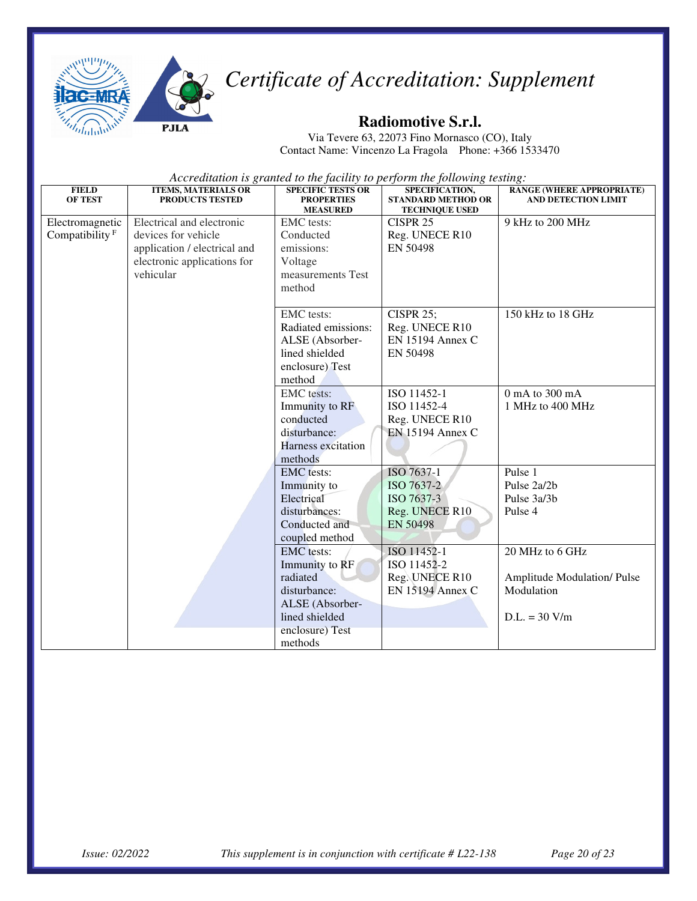# *Certificate of Accreditation: Supplement*

## Radiomotive S.r.l.

Via Tevere 63, 22073 Fino Mornasco (CO), Italy
Contact Name: Vincenzo La Fragola Phone: +366 1533470

*Accreditation is granted to the facility to perform the following testing:*

| FIELD OF TEST | ITEMS, MATERIALS OR PRODUCTS TESTED | SPECIFIC TESTS OR PROPERTIES MEASURED | SPECIFICATION, STANDARD METHOD OR TECHNIQUE USED | RANGE (WHERE APPROPRIATE) AND DETECTION LIMIT |
|---|---|---|---|---|
| Electromagnetic Compatibility [F] | Electrical and electronic devices for vehicle application / electrical and electronic applications for vehicular | EMC tests: Conducted emissions: Voltage measurements Test method | CISPR 25<br>Reg. UNECE R10<br>EN 50498 | 9 kHz to 200 MHz |
| | | EMC tests: Radiated emissions: ALSE (Absorber-lined shielded enclosure) Test method | CISPR 25;<br>Reg. UNECE R10<br>EN 15194 Annex C<br>EN 50498 | 150 kHz to 18 GHz |
| | | EMC tests: Immunity to RF conducted disturbance: Harness excitation methods | ISO 11452-1<br>ISO 11452-4<br>Reg. UNECE R10<br>EN 15194 Annex C | 0 mA to 300 mA<br>1 MHz to 400 MHz |
| | | EMC tests: Immunity to Electrical disturbances: Conducted and coupled method | ISO 7637-1<br>ISO 7637-2<br>ISO 7637-3<br>Reg. UNECE R10<br>EN 50498 | Pulse 1<br>Pulse 2a/2b<br>Pulse 3a/3b<br>Pulse 4 |
| | | EMC tests: Immunity to RF radiated disturbance: ALSE (Absorber-lined shielded enclosure) Test methods | ISO 11452-1<br>ISO 11452-2<br>Reg. UNECE R10<br>EN 15194 Annex C | 20 MHz to 6 GHz<br><br>Amplitude Modulation/ Pulse Modulation<br><br>D.L. = 30 V/m |

*Issue: 02/2022* *This supplement is in conjunction with certificate # L22-138*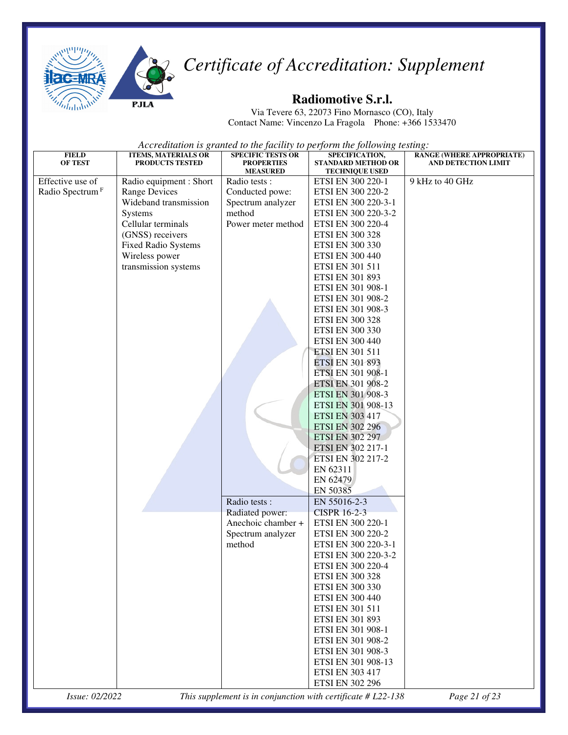# Certificate of Accreditation: Supplement

## Radiomotive S.r.l.

Via Tevere 63, 22073 Fino Mornasco (CO), Italy
Contact Name: Vincenzo La Fragola Phone: +366 1533470

*Accreditation is granted to the facility to perform the following testing:*

| FIELD OF TEST | ITEMS, MATERIALS OR PRODUCTS TESTED | SPECIFIC TESTS OR PROPERTIES MEASURED | SPECIFICATION, STANDARD METHOD OR TECHNIQUE USED | RANGE (WHERE APPROPRIATE) AND DETECTION LIMIT |
|---|---|---|---|---|
| Effective use of Radio Spectrum [F] | Radio equipment : Short Range Devices<br>Wideband transmission Systems<br>Cellular terminals<br>(GNSS) receivers<br>Fixed Radio Systems<br>Wireless power transmission systems | Radio tests :<br>Conducted powe:<br>Spectrum analyzer method<br>Power meter method | ETSI EN 300 220-1<br>ETSI EN 300 220-2<br>ETSI EN 300 220-3-1<br>ETSI EN 300 220-3-2<br>ETSI EN 300 220-4<br>ETSI EN 300 328<br>ETSI EN 300 330<br>ETSI EN 300 440<br>ETSI EN 301 511<br>ETSI EN 301 893<br>ETSI EN 301 908-1<br>ETSI EN 301 908-2<br>ETSI EN 301 908-3<br>ETSI EN 300 328<br>ETSI EN 300 330<br>ETSI EN 300 440<br>ETSI EN 301 511<br>ETSI EN 301 893<br>ETSI EN 301 908-1<br>ETSI EN 301 908-2<br>ETSI EN 301 908-3<br>ETSI EN 301 908-13<br>ETSI EN 303 417<br>ETSI EN 302 296<br>ETSI EN 302 297<br>ETSI EN 302 217-1<br>ETSI EN 302 217-2<br>EN 62311<br>EN 62479<br>EN 50385 | 9 kHz to 40 GHz |
| | | Radio tests :<br>Radiated power:<br>Anechoic chamber + Spectrum analyzer method | EN 55016-2-3<br>CISPR 16-2-3<br>ETSI EN 300 220-1<br>ETSI EN 300 220-2<br>ETSI EN 300 220-3-1<br>ETSI EN 300 220-3-2<br>ETSI EN 300 220-4<br>ETSI EN 300 328<br>ETSI EN 300 330<br>ETSI EN 300 440<br>ETSI EN 301 511<br>ETSI EN 301 893<br>ETSI EN 301 908-1<br>ETSI EN 301 908-2<br>ETSI EN 301 908-3<br>ETSI EN 301 908-13<br>ETSI EN 303 417<br>ETSI EN 302 296 | |

*Issue: 02/2022* *This supplement is in conjunction with certificate # L22-138*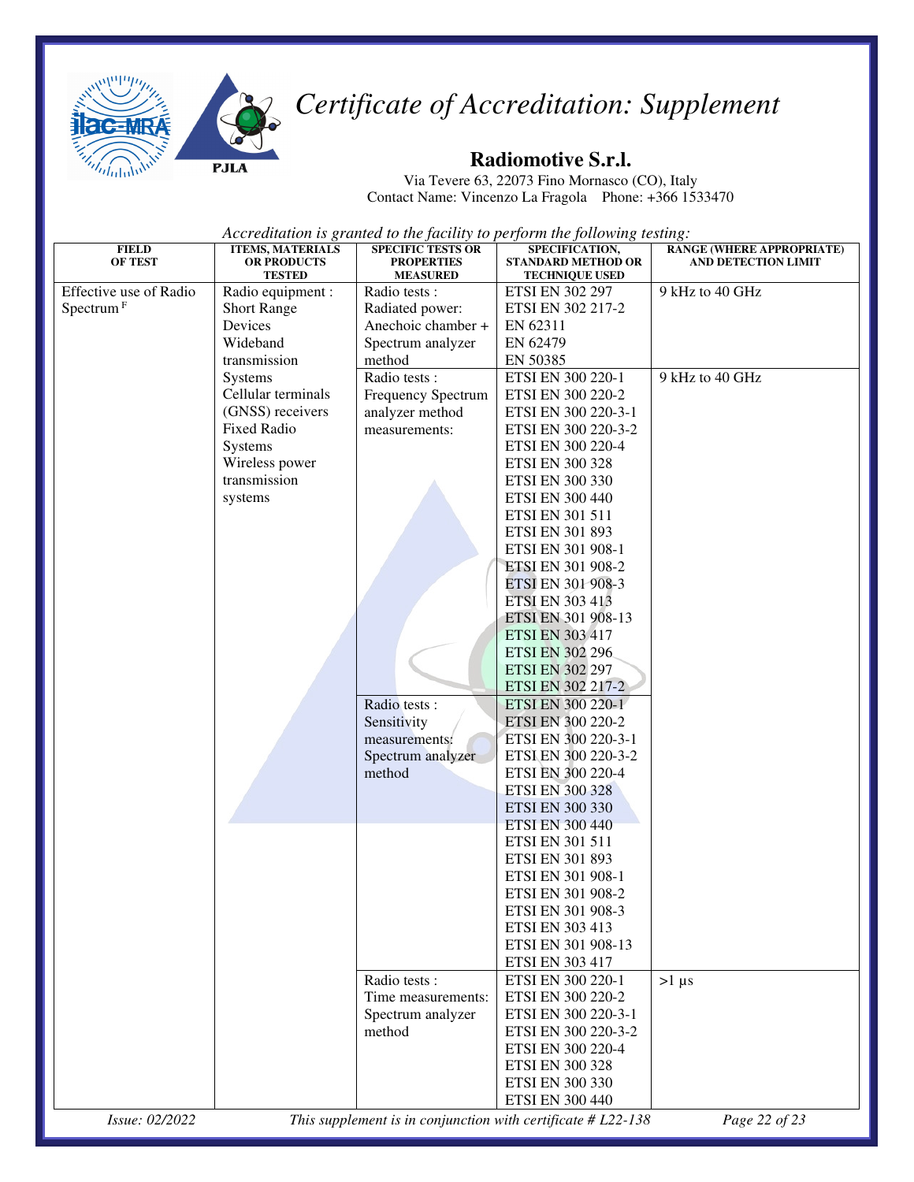# Certificate of Accreditation: Supplement

## Radiomotive S.r.l.

Via Tevere 63, 22073 Fino Mornasco (CO), Italy
Contact Name: Vincenzo La Fragola    Phone: +366 1533470

*Accreditation is granted to the facility to perform the following testing:*

| FIELD OF TEST | ITEMS, MATERIALS OR PRODUCTS TESTED | SPECIFIC TESTS OR PROPERTIES MEASURED | SPECIFICATION, STANDARD METHOD OR TECHNIQUE USED | RANGE (WHERE APPROPRIATE) AND DETECTION LIMIT |
|---|---|---|---|---|
| Effective use of Radio Spectrum [F] | Radio equipment : Short Range Devices Wideband transmission Systems Cellular terminals (GNSS) receivers Fixed Radio Systems Wireless power transmission systems | Radio tests : Radiated power: Anechoic chamber + Spectrum analyzer method | ETSI EN 302 297<br>ETSI EN 302 217-2<br>EN 62311<br>EN 62479<br>EN 50385 | 9 kHz to 40 GHz |
| | | Radio tests : Frequency Spectrum analyzer method measurements: | ETSI EN 300 220-1<br>ETSI EN 300 220-2<br>ETSI EN 300 220-3-1<br>ETSI EN 300 220-3-2<br>ETSI EN 300 220-4<br>ETSI EN 300 328<br>ETSI EN 300 330<br>ETSI EN 300 440<br>ETSI EN 301 511<br>ETSI EN 301 893<br>ETSI EN 301 908-1<br>ETSI EN 301 908-2<br>ETSI EN 301 908-3<br>ETSI EN 303 413<br>ETSI EN 301 908-13<br>ETSI EN 303 417<br>ETSI EN 302 296<br>ETSI EN 302 297<br>ETSI EN 302 217-2 | 9 kHz to 40 GHz |
| | | Radio tests : Sensitivity measurements: Spectrum analyzer method | ETSI EN 300 220-1<br>ETSI EN 300 220-2<br>ETSI EN 300 220-3-1<br>ETSI EN 300 220-3-2<br>ETSI EN 300 220-4<br>ETSI EN 300 328<br>ETSI EN 300 330<br>ETSI EN 300 440<br>ETSI EN 301 511<br>ETSI EN 301 893<br>ETSI EN 301 908-1<br>ETSI EN 301 908-2<br>ETSI EN 301 908-3<br>ETSI EN 303 413<br>ETSI EN 301 908-13<br>ETSI EN 303 417 | |
| | | Radio tests : Time measurements: Spectrum analyzer method | ETSI EN 300 220-1<br>ETSI EN 300 220-2<br>ETSI EN 300 220-3-1<br>ETSI EN 300 220-3-2<br>ETSI EN 300 220-4<br>ETSI EN 300 328<br>ETSI EN 300 330<br>ETSI EN 300 440 | >1 µs |

*Issue: 02/2022*    *This supplement is in conjunction with certificate # L22-138*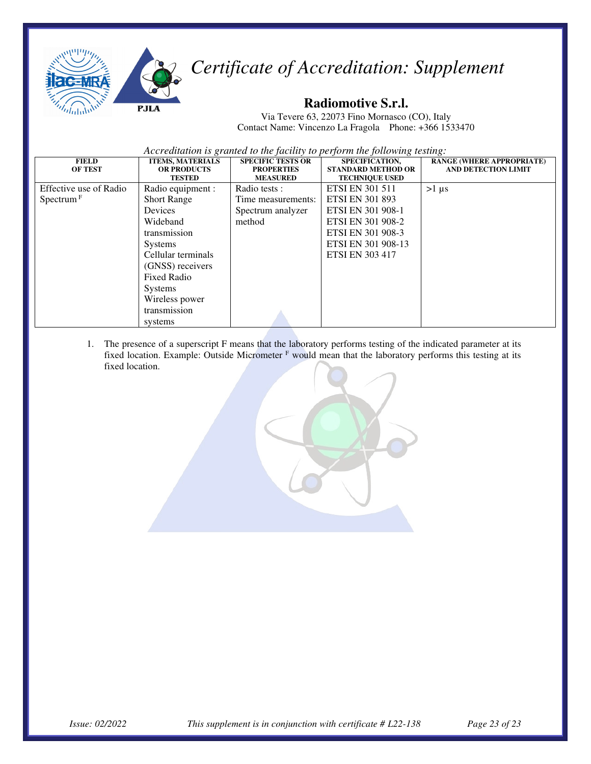# *Certificate of Accreditation: Supplement*

## Radiomotive S.r.l.

Via Tevere 63, 22073 Fino Mornasco (CO), Italy
Contact Name: Vincenzo La Fragola Phone: +366 1533470

*Accreditation is granted to the facility to perform the following testing:*

| FIELD OF TEST | ITEMS, MATERIALS OR PRODUCTS TESTED | SPECIFIC TESTS OR PROPERTIES MEASURED | SPECIFICATION, STANDARD METHOD OR TECHNIQUE USED | RANGE (WHERE APPROPRIATE) AND DETECTION LIMIT |
|---|---|---|---|---|
| Effective use of Radio Spectrum [F] | Radio equipment : Short Range Devices Wideband transmission Systems Cellular terminals (GNSS) receivers Fixed Radio Systems Wireless power transmission systems | Radio tests : Time measurements: Spectrum analyzer method | ETSI EN 301 511 ETSI EN 301 893 ETSI EN 301 908-1 ETSI EN 301 908-2 ETSI EN 301 908-3 ETSI EN 301 908-13 ETSI EN 303 417 | >1 µs |

1. The presence of a superscript F means that the laboratory performs testing of the indicated parameter at its fixed location. Example: Outside Micrometer [F] would mean that the laboratory performs this testing at its fixed location.

*Issue: 02/2022* *This supplement is in conjunction with certificate # L22-138*